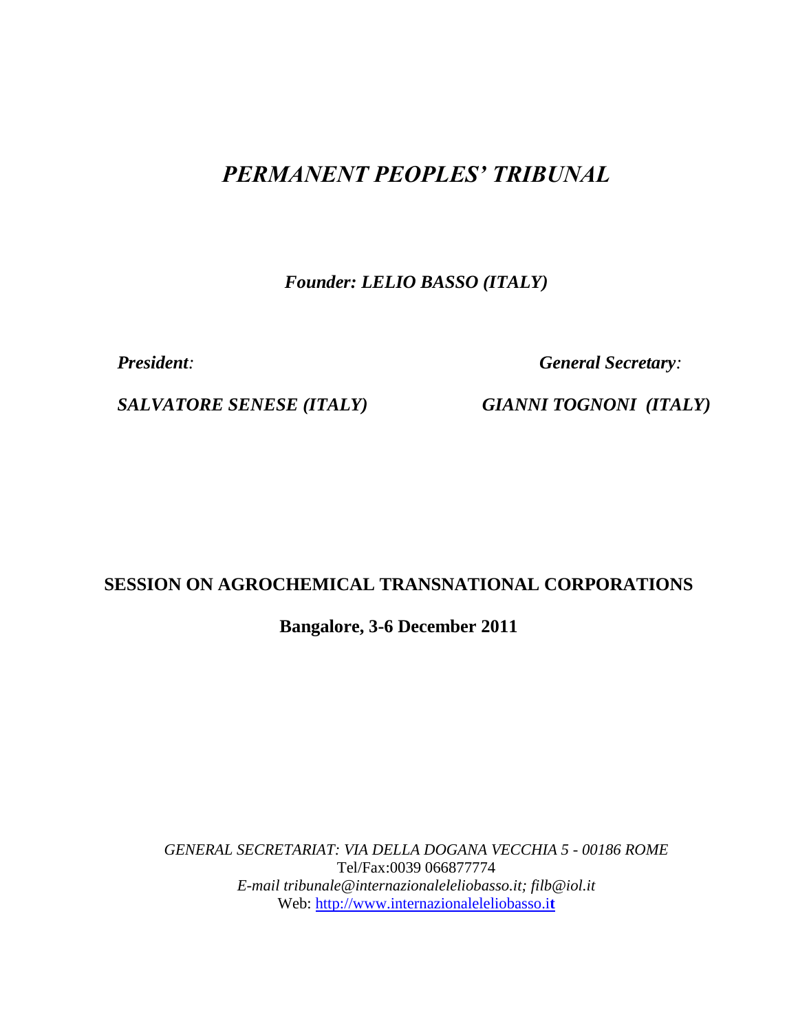# *PERMANENT PEOPLES' TRIBUNAL*

***Founder: LELIO BASSO (ITALY)***

***President:*** ***General Secretary:***

***SALVATORE SENESE (ITALY)*** ***GIANNI TOGNONI (ITALY)***

## SESSION ON AGROCHEMICAL TRANSNATIONAL CORPORATIONS

**Bangalore, 3-6 December 2011**

*GENERAL SECRETARIAT: VIA DELLA DOGANA VECCHIA 5 - 00186 ROME*
Tel/Fax:0039 066877774
*E-mail tribunale@internazionaleleliobasso.it; filb@iol.it*
Web: http://www.internazionaleleliobasso.it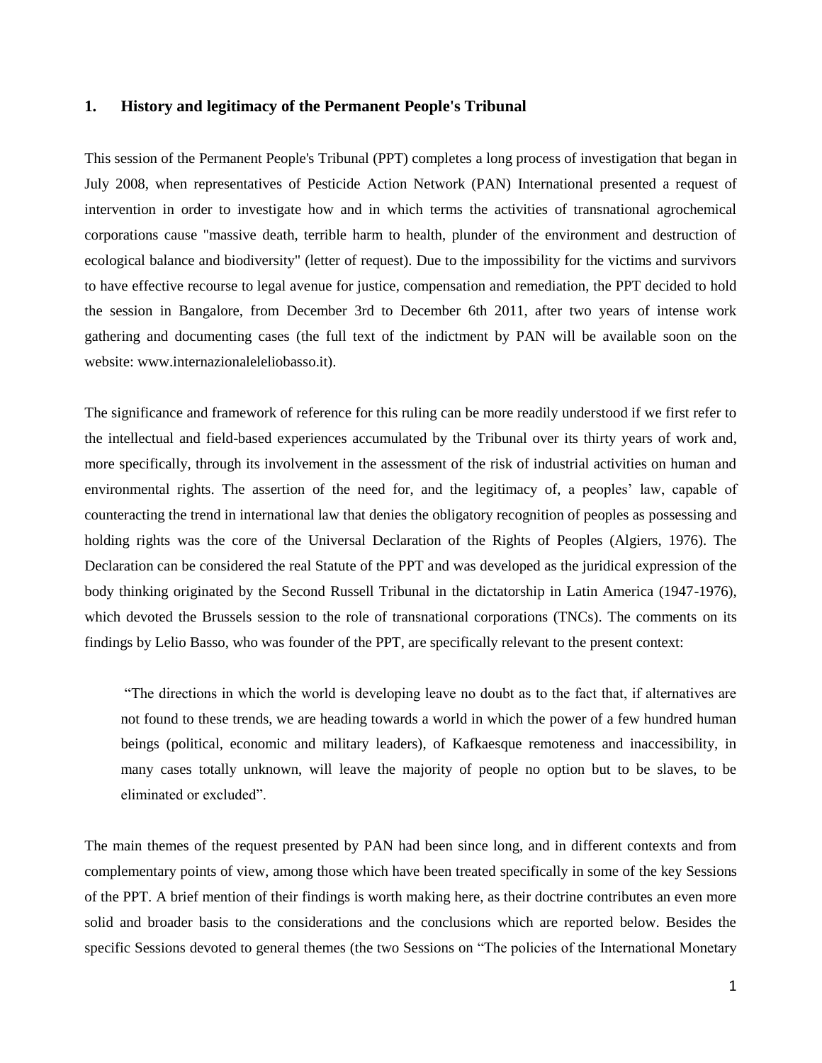## 1. History and legitimacy of the Permanent People's Tribunal

This session of the Permanent People's Tribunal (PPT) completes a long process of investigation that began in July 2008, when representatives of Pesticide Action Network (PAN) International presented a request of intervention in order to investigate how and in which terms the activities of transnational agrochemical corporations cause "massive death, terrible harm to health, plunder of the environment and destruction of ecological balance and biodiversity" (letter of request). Due to the impossibility for the victims and survivors to have effective recourse to legal avenue for justice, compensation and remediation, the PPT decided to hold the session in Bangalore, from December 3rd to December 6th 2011, after two years of intense work gathering and documenting cases (the full text of the indictment by PAN will be available soon on the website: www.internazionaleleliobasso.it).

The significance and framework of reference for this ruling can be more readily understood if we first refer to the intellectual and field-based experiences accumulated by the Tribunal over its thirty years of work and, more specifically, through its involvement in the assessment of the risk of industrial activities on human and environmental rights. The assertion of the need for, and the legitimacy of, a peoples' law, capable of counteracting the trend in international law that denies the obligatory recognition of peoples as possessing and holding rights was the core of the Universal Declaration of the Rights of Peoples (Algiers, 1976). The Declaration can be considered the real Statute of the PPT and was developed as the juridical expression of the body thinking originated by the Second Russell Tribunal in the dictatorship in Latin America (1947-1976), which devoted the Brussels session to the role of transnational corporations (TNCs). The comments on its findings by Lelio Basso, who was founder of the PPT, are specifically relevant to the present context:

> "The directions in which the world is developing leave no doubt as to the fact that, if alternatives are not found to these trends, we are heading towards a world in which the power of a few hundred human beings (political, economic and military leaders), of Kafkaesque remoteness and inaccessibility, in many cases totally unknown, will leave the majority of people no option but to be slaves, to be eliminated or excluded".

The main themes of the request presented by PAN had been since long, and in different contexts and from complementary points of view, among those which have been treated specifically in some of the key Sessions of the PPT. A brief mention of their findings is worth making here, as their doctrine contributes an even more solid and broader basis to the considerations and the conclusions which are reported below. Besides the specific Sessions devoted to general themes (the two Sessions on "The policies of the International Monetary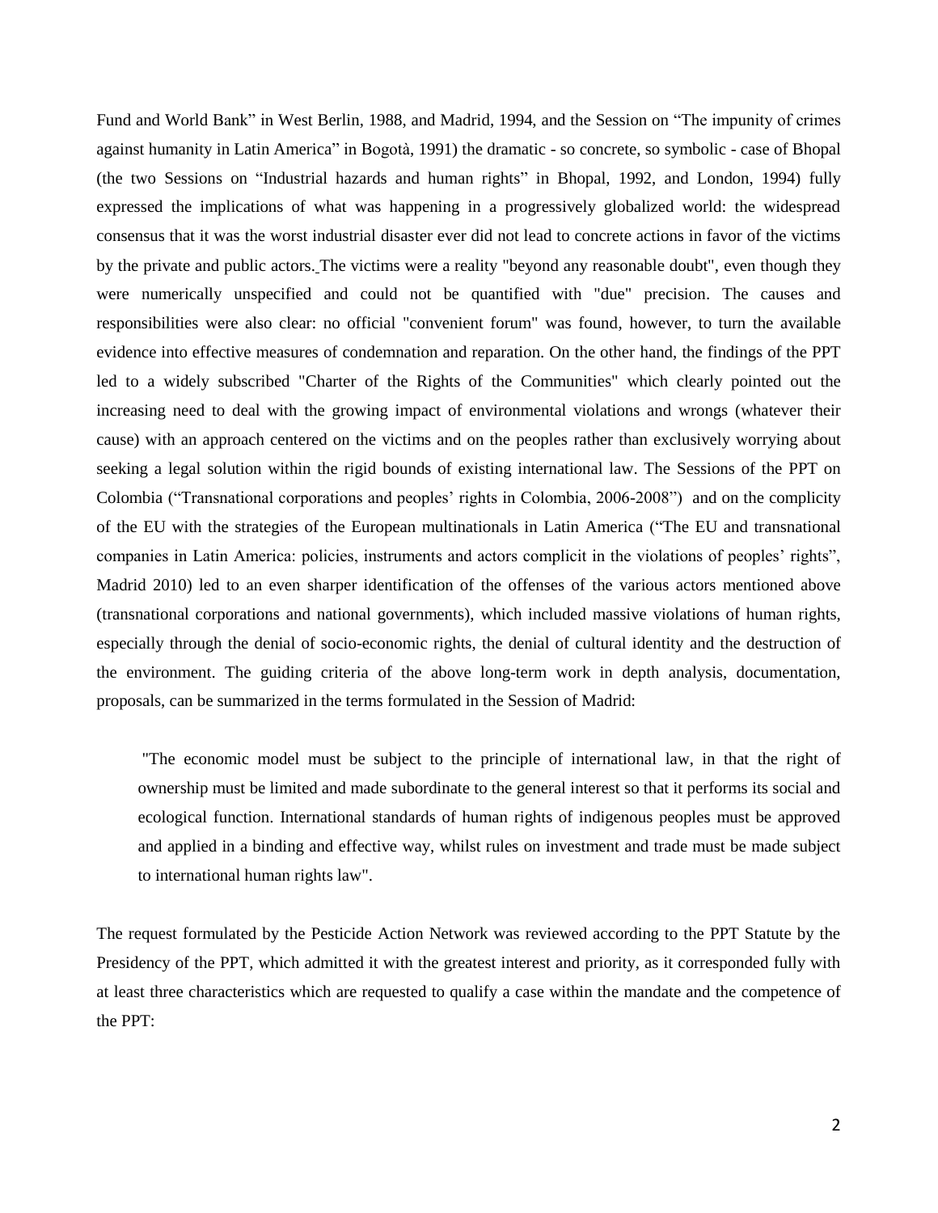Fund and World Bank" in West Berlin, 1988, and Madrid, 1994, and the Session on "The impunity of crimes against humanity in Latin America" in Bogotà, 1991) the dramatic - so concrete, so symbolic - case of Bhopal (the two Sessions on "Industrial hazards and human rights" in Bhopal, 1992, and London, 1994) fully expressed the implications of what was happening in a progressively globalized world: the widespread consensus that it was the worst industrial disaster ever did not lead to concrete actions in favor of the victims by the private and public actors. The victims were a reality "beyond any reasonable doubt", even though they were numerically unspecified and could not be quantified with "due" precision. The causes and responsibilities were also clear: no official "convenient forum" was found, however, to turn the available evidence into effective measures of condemnation and reparation. On the other hand, the findings of the PPT led to a widely subscribed "Charter of the Rights of the Communities" which clearly pointed out the increasing need to deal with the growing impact of environmental violations and wrongs (whatever their cause) with an approach centered on the victims and on the peoples rather than exclusively worrying about seeking a legal solution within the rigid bounds of existing international law. The Sessions of the PPT on Colombia ("Transnational corporations and peoples' rights in Colombia, 2006-2008") and on the complicity of the EU with the strategies of the European multinationals in Latin America ("The EU and transnational companies in Latin America: policies, instruments and actors complicit in the violations of peoples' rights", Madrid 2010) led to an even sharper identification of the offenses of the various actors mentioned above (transnational corporations and national governments), which included massive violations of human rights, especially through the denial of socio-economic rights, the denial of cultural identity and the destruction of the environment. The guiding criteria of the above long-term work in depth analysis, documentation, proposals, can be summarized in the terms formulated in the Session of Madrid:

> "The economic model must be subject to the principle of international law, in that the right of ownership must be limited and made subordinate to the general interest so that it performs its social and ecological function. International standards of human rights of indigenous peoples must be approved and applied in a binding and effective way, whilst rules on investment and trade must be made subject to international human rights law".

The request formulated by the Pesticide Action Network was reviewed according to the PPT Statute by the Presidency of the PPT, which admitted it with the greatest interest and priority, as it corresponded fully with at least three characteristics which are requested to qualify a case within the mandate and the competence of the PPT: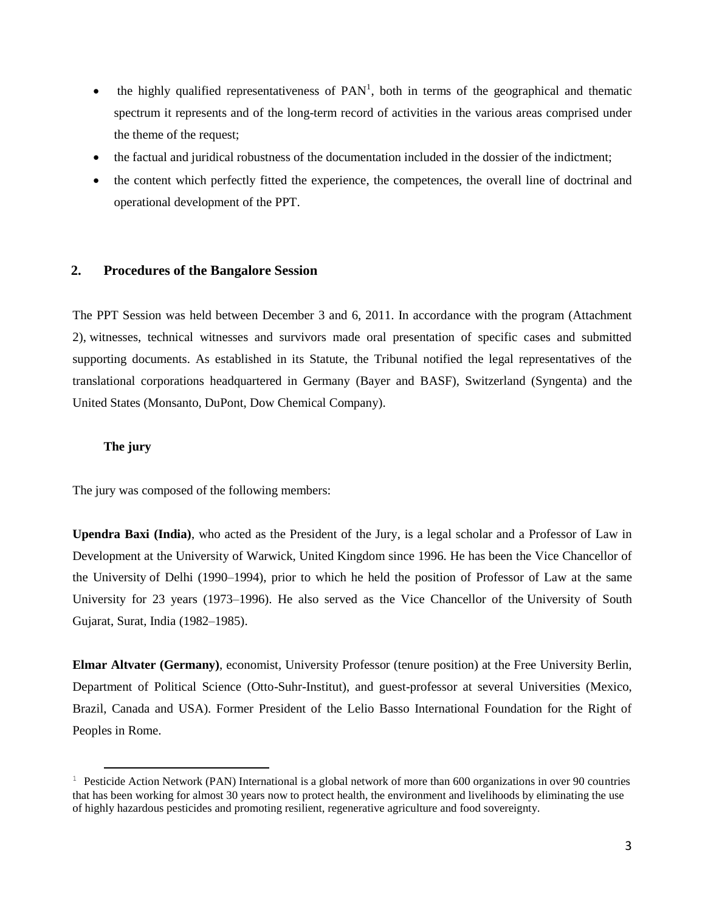- the highly qualified representativeness of PAN[1], both in terms of the geographical and thematic spectrum it represents and of the long-term record of activities in the various areas comprised under the theme of the request;
- the factual and juridical robustness of the documentation included in the dossier of the indictment;
- the content which perfectly fitted the experience, the competences, the overall line of doctrinal and operational development of the PPT.

## 2. Procedures of the Bangalore Session

The PPT Session was held between December 3 and 6, 2011. In accordance with the program (Attachment 2), witnesses, technical witnesses and survivors made oral presentation of specific cases and submitted supporting documents. As established in its Statute, the Tribunal notified the legal representatives of the translational corporations headquartered in Germany (Bayer and BASF), Switzerland (Syngenta) and the United States (Monsanto, DuPont, Dow Chemical Company).

### The jury

The jury was composed of the following members:

**Upendra Baxi (India)**, who acted as the President of the Jury, is a legal scholar and a Professor of Law in Development at the University of Warwick, United Kingdom since 1996. He has been the Vice Chancellor of the University of Delhi (1990–1994), prior to which he held the position of Professor of Law at the same University for 23 years (1973–1996). He also served as the Vice Chancellor of the University of South Gujarat, Surat, India (1982–1985).

**Elmar Altvater (Germany)**, economist, University Professor (tenure position) at the Free University Berlin, Department of Political Science (Otto-Suhr-Institut), and guest-professor at several Universities (Mexico, Brazil, Canada and USA). Former President of the Lelio Basso International Foundation for the Right of Peoples in Rome.

---

[1] Pesticide Action Network (PAN) International is a global network of more than 600 organizations in over 90 countries that has been working for almost 30 years now to protect health, the environment and livelihoods by eliminating the use of highly hazardous pesticides and promoting resilient, regenerative agriculture and food sovereignty.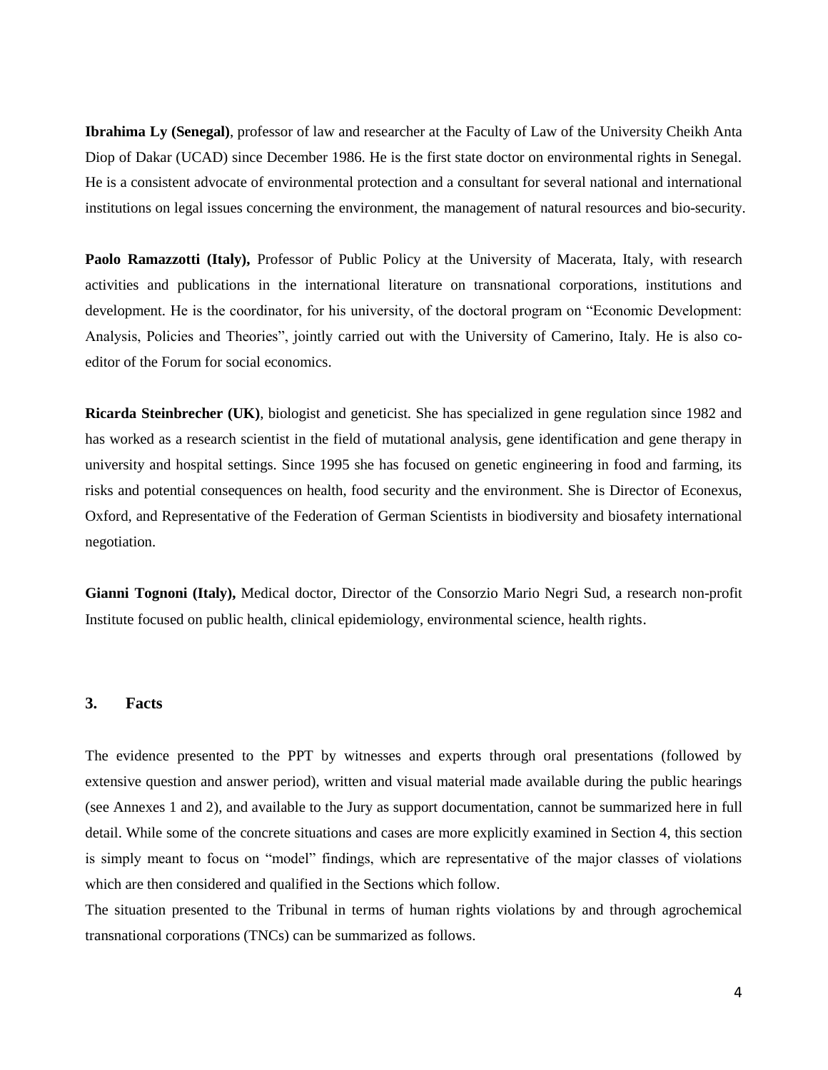**Ibrahima Ly (Senegal)**, professor of law and researcher at the Faculty of Law of the University Cheikh Anta Diop of Dakar (UCAD) since December 1986. He is the first state doctor on environmental rights in Senegal. He is a consistent advocate of environmental protection and a consultant for several national and international institutions on legal issues concerning the environment, the management of natural resources and bio-security.

**Paolo Ramazzotti (Italy),** Professor of Public Policy at the University of Macerata, Italy, with research activities and publications in the international literature on transnational corporations, institutions and development. He is the coordinator, for his university, of the doctoral program on "Economic Development: Analysis, Policies and Theories", jointly carried out with the University of Camerino, Italy. He is also co-editor of the Forum for social economics.

**Ricarda Steinbrecher (UK)**, biologist and geneticist. She has specialized in gene regulation since 1982 and has worked as a research scientist in the field of mutational analysis, gene identification and gene therapy in university and hospital settings. Since 1995 she has focused on genetic engineering in food and farming, its risks and potential consequences on health, food security and the environment. She is Director of Econexus, Oxford, and Representative of the Federation of German Scientists in biodiversity and biosafety international negotiation.

**Gianni Tognoni (Italy),** Medical doctor, Director of the Consorzio Mario Negri Sud, a research non-profit Institute focused on public health, clinical epidemiology, environmental science, health rights.

## 3. Facts

The evidence presented to the PPT by witnesses and experts through oral presentations (followed by extensive question and answer period), written and visual material made available during the public hearings (see Annexes 1 and 2), and available to the Jury as support documentation, cannot be summarized here in full detail. While some of the concrete situations and cases are more explicitly examined in Section 4, this section is simply meant to focus on "model" findings, which are representative of the major classes of violations which are then considered and qualified in the Sections which follow.

The situation presented to the Tribunal in terms of human rights violations by and through agrochemical transnational corporations (TNCs) can be summarized as follows.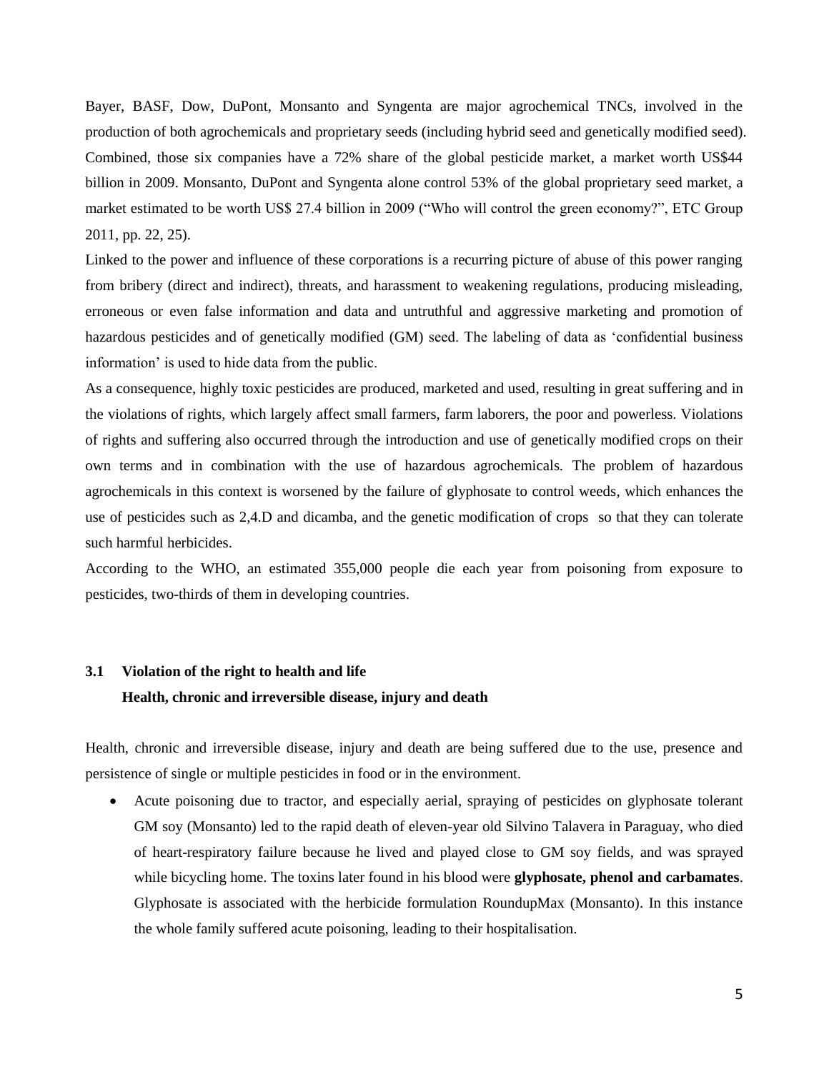Bayer, BASF, Dow, DuPont, Monsanto and Syngenta are major agrochemical TNCs, involved in the production of both agrochemicals and proprietary seeds (including hybrid seed and genetically modified seed). Combined, those six companies have a 72% share of the global pesticide market, a market worth US$44 billion in 2009. Monsanto, DuPont and Syngenta alone control 53% of the global proprietary seed market, a market estimated to be worth US$ 27.4 billion in 2009 ("Who will control the green economy?", ETC Group 2011, pp. 22, 25).

Linked to the power and influence of these corporations is a recurring picture of abuse of this power ranging from bribery (direct and indirect), threats, and harassment to weakening regulations, producing misleading, erroneous or even false information and data and untruthful and aggressive marketing and promotion of hazardous pesticides and of genetically modified (GM) seed. The labeling of data as 'confidential business information' is used to hide data from the public.

As a consequence, highly toxic pesticides are produced, marketed and used, resulting in great suffering and in the violations of rights, which largely affect small farmers, farm laborers, the poor and powerless. Violations of rights and suffering also occurred through the introduction and use of genetically modified crops on their own terms and in combination with the use of hazardous agrochemicals. The problem of hazardous agrochemicals in this context is worsened by the failure of glyphosate to control weeds, which enhances the use of pesticides such as 2,4.D and dicamba, and the genetic modification of crops so that they can tolerate such harmful herbicides.

According to the WHO, an estimated 355,000 people die each year from poisoning from exposure to pesticides, two-thirds of them in developing countries.

### 3.1 Violation of the right to health and life

**Health, chronic and irreversible disease, injury and death**

Health, chronic and irreversible disease, injury and death are being suffered due to the use, presence and persistence of single or multiple pesticides in food or in the environment.

- Acute poisoning due to tractor, and especially aerial, spraying of pesticides on glyphosate tolerant GM soy (Monsanto) led to the rapid death of eleven-year old Silvino Talavera in Paraguay, who died of heart-respiratory failure because he lived and played close to GM soy fields, and was sprayed while bicycling home. The toxins later found in his blood were **glyphosate, phenol and carbamates**. Glyphosate is associated with the herbicide formulation RoundupMax (Monsanto). In this instance the whole family suffered acute poisoning, leading to their hospitalisation.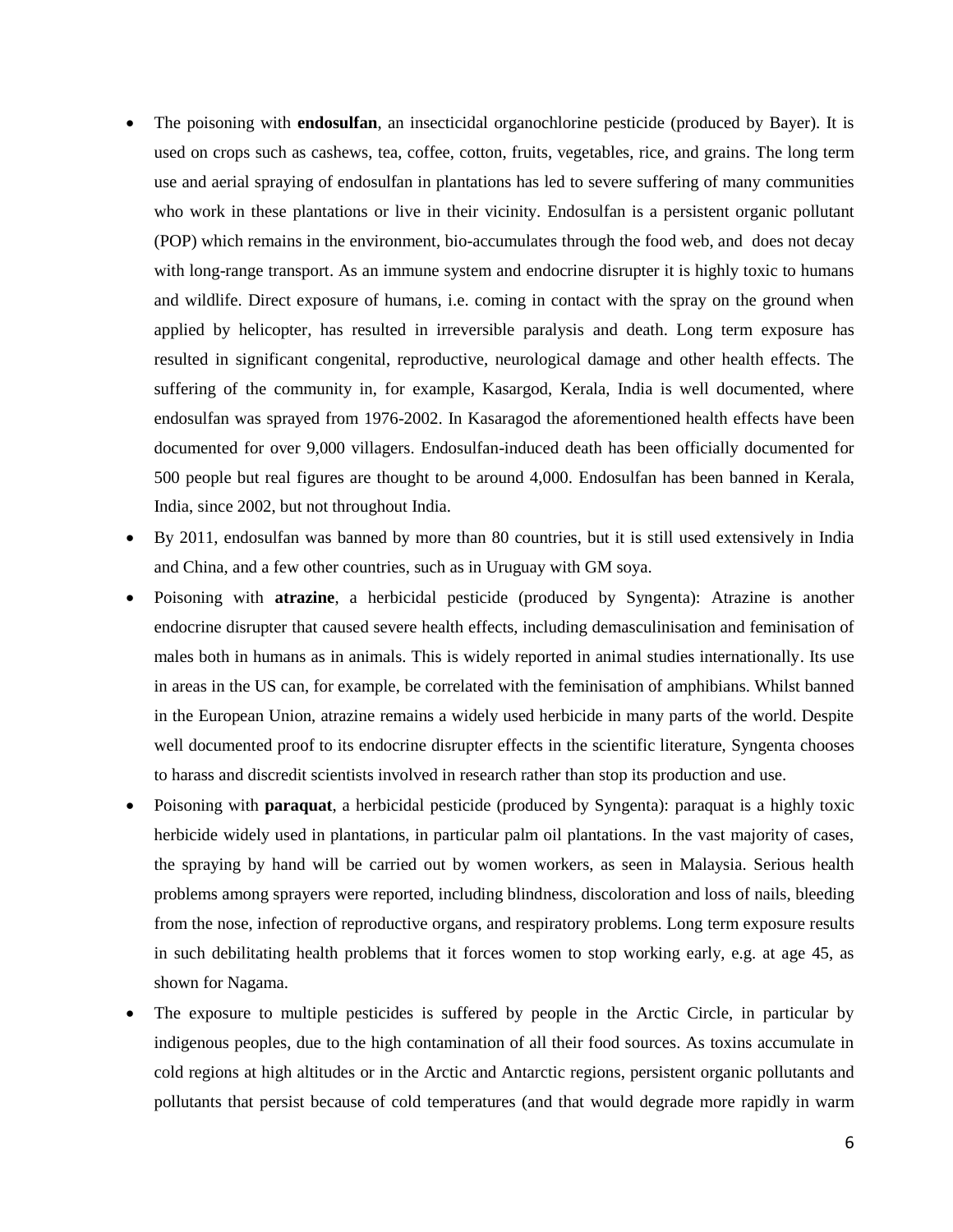- The poisoning with **endosulfan**, an insecticidal organochlorine pesticide (produced by Bayer). It is used on crops such as cashews, tea, coffee, cotton, fruits, vegetables, rice, and grains. The long term use and aerial spraying of endosulfan in plantations has led to severe suffering of many communities who work in these plantations or live in their vicinity. Endosulfan is a persistent organic pollutant (POP) which remains in the environment, bio-accumulates through the food web, and does not decay with long-range transport. As an immune system and endocrine disrupter it is highly toxic to humans and wildlife. Direct exposure of humans, i.e. coming in contact with the spray on the ground when applied by helicopter, has resulted in irreversible paralysis and death. Long term exposure has resulted in significant congenital, reproductive, neurological damage and other health effects. The suffering of the community in, for example, Kasargod, Kerala, India is well documented, where endosulfan was sprayed from 1976-2002. In Kasaragod the aforementioned health effects have been documented for over 9,000 villagers. Endosulfan-induced death has been officially documented for 500 people but real figures are thought to be around 4,000. Endosulfan has been banned in Kerala, India, since 2002, but not throughout India.
- By 2011, endosulfan was banned by more than 80 countries, but it is still used extensively in India and China, and a few other countries, such as in Uruguay with GM soya.
- Poisoning with **atrazine**, a herbicidal pesticide (produced by Syngenta): Atrazine is another endocrine disrupter that caused severe health effects, including demasculinisation and feminisation of males both in humans as in animals. This is widely reported in animal studies internationally. Its use in areas in the US can, for example, be correlated with the feminisation of amphibians. Whilst banned in the European Union, atrazine remains a widely used herbicide in many parts of the world. Despite well documented proof to its endocrine disrupter effects in the scientific literature, Syngenta chooses to harass and discredit scientists involved in research rather than stop its production and use.
- Poisoning with **paraquat**, a herbicidal pesticide (produced by Syngenta): paraquat is a highly toxic herbicide widely used in plantations, in particular palm oil plantations. In the vast majority of cases, the spraying by hand will be carried out by women workers, as seen in Malaysia. Serious health problems among sprayers were reported, including blindness, discoloration and loss of nails, bleeding from the nose, infection of reproductive organs, and respiratory problems. Long term exposure results in such debilitating health problems that it forces women to stop working early, e.g. at age 45, as shown for Nagama.
- The exposure to multiple pesticides is suffered by people in the Arctic Circle, in particular by indigenous peoples, due to the high contamination of all their food sources. As toxins accumulate in cold regions at high altitudes or in the Arctic and Antarctic regions, persistent organic pollutants and pollutants that persist because of cold temperatures (and that would degrade more rapidly in warm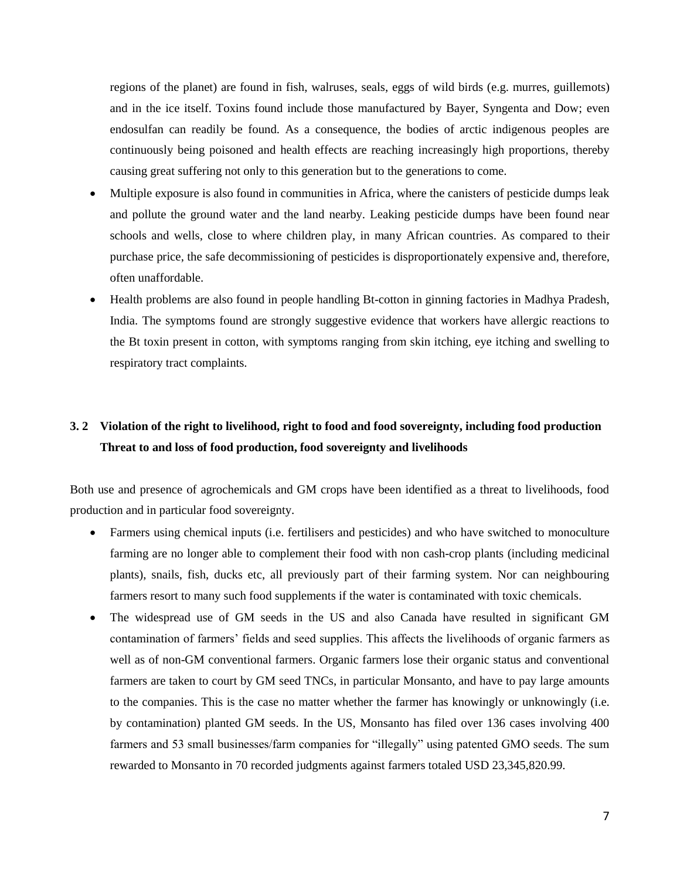regions of the planet) are found in fish, walruses, seals, eggs of wild birds (e.g. murres, guillemots) and in the ice itself. Toxins found include those manufactured by Bayer, Syngenta and Dow; even endosulfan can readily be found. As a consequence, the bodies of arctic indigenous peoples are continuously being poisoned and health effects are reaching increasingly high proportions, thereby causing great suffering not only to this generation but to the generations to come.

- Multiple exposure is also found in communities in Africa, where the canisters of pesticide dumps leak and pollute the ground water and the land nearby. Leaking pesticide dumps have been found near schools and wells, close to where children play, in many African countries. As compared to their purchase price, the safe decommissioning of pesticides is disproportionately expensive and, therefore, often unaffordable.
- Health problems are also found in people handling Bt-cotton in ginning factories in Madhya Pradesh, India. The symptoms found are strongly suggestive evidence that workers have allergic reactions to the Bt toxin present in cotton, with symptoms ranging from skin itching, eye itching and swelling to respiratory tract complaints.

### 3. 2 Violation of the right to livelihood, right to food and food sovereignty, including food production Threat to and loss of food production, food sovereignty and livelihoods

Both use and presence of agrochemicals and GM crops have been identified as a threat to livelihoods, food production and in particular food sovereignty.

- Farmers using chemical inputs (i.e. fertilisers and pesticides) and who have switched to monoculture farming are no longer able to complement their food with non cash-crop plants (including medicinal plants), snails, fish, ducks etc, all previously part of their farming system. Nor can neighbouring farmers resort to many such food supplements if the water is contaminated with toxic chemicals.
- The widespread use of GM seeds in the US and also Canada have resulted in significant GM contamination of farmers' fields and seed supplies. This affects the livelihoods of organic farmers as well as of non-GM conventional farmers. Organic farmers lose their organic status and conventional farmers are taken to court by GM seed TNCs, in particular Monsanto, and have to pay large amounts to the companies. This is the case no matter whether the farmer has knowingly or unknowingly (i.e. by contamination) planted GM seeds. In the US, Monsanto has filed over 136 cases involving 400 farmers and 53 small businesses/farm companies for "illegally" using patented GMO seeds. The sum rewarded to Monsanto in 70 recorded judgments against farmers totaled USD 23,345,820.99.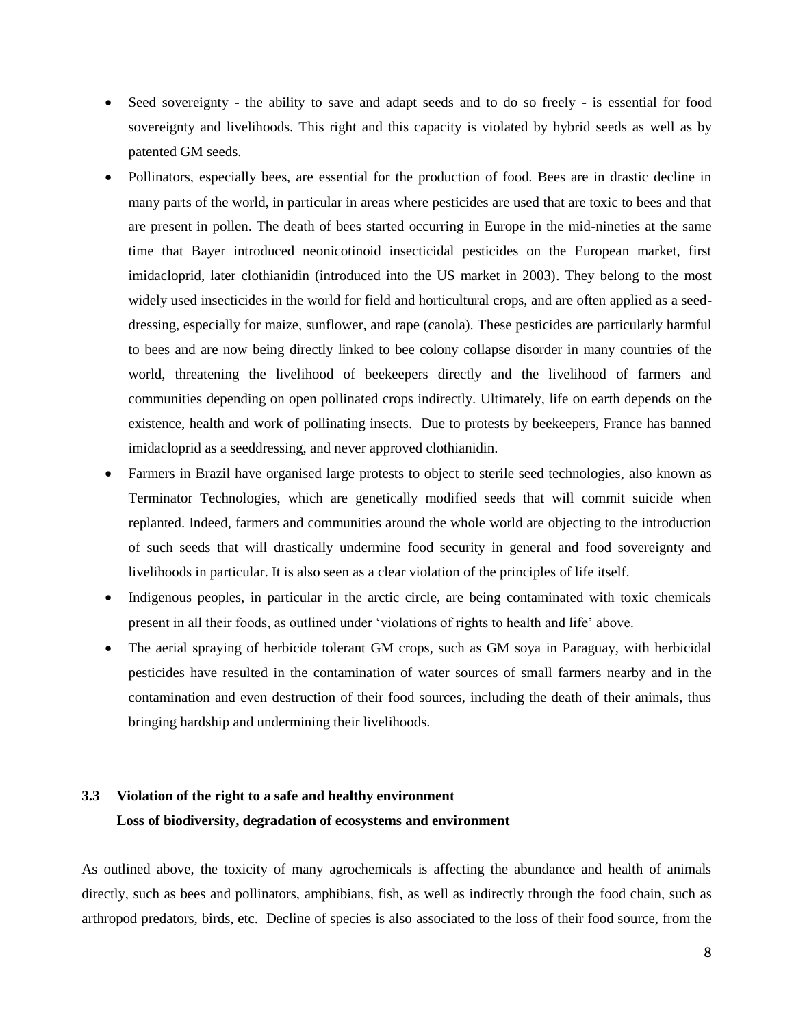- Seed sovereignty - the ability to save and adapt seeds and to do so freely - is essential for food sovereignty and livelihoods. This right and this capacity is violated by hybrid seeds as well as by patented GM seeds.
- Pollinators, especially bees, are essential for the production of food. Bees are in drastic decline in many parts of the world, in particular in areas where pesticides are used that are toxic to bees and that are present in pollen. The death of bees started occurring in Europe in the mid-nineties at the same time that Bayer introduced neonicotinoid insecticidal pesticides on the European market, first imidacloprid, later clothianidin (introduced into the US market in 2003). They belong to the most widely used insecticides in the world for field and horticultural crops, and are often applied as a seed-dressing, especially for maize, sunflower, and rape (canola). These pesticides are particularly harmful to bees and are now being directly linked to bee colony collapse disorder in many countries of the world, threatening the livelihood of beekeepers directly and the livelihood of farmers and communities depending on open pollinated crops indirectly. Ultimately, life on earth depends on the existence, health and work of pollinating insects. Due to protests by beekeepers, France has banned imidacloprid as a seeddressing, and never approved clothianidin.
- Farmers in Brazil have organised large protests to object to sterile seed technologies, also known as Terminator Technologies, which are genetically modified seeds that will commit suicide when replanted. Indeed, farmers and communities around the whole world are objecting to the introduction of such seeds that will drastically undermine food security in general and food sovereignty and livelihoods in particular. It is also seen as a clear violation of the principles of life itself.
- Indigenous peoples, in particular in the arctic circle, are being contaminated with toxic chemicals present in all their foods, as outlined under 'violations of rights to health and life' above.
- The aerial spraying of herbicide tolerant GM crops, such as GM soya in Paraguay, with herbicidal pesticides have resulted in the contamination of water sources of small farmers nearby and in the contamination and even destruction of their food sources, including the death of their animals, thus bringing hardship and undermining their livelihoods.

### 3.3 Violation of the right to a safe and healthy environment
**Loss of biodiversity, degradation of ecosystems and environment**

As outlined above, the toxicity of many agrochemicals is affecting the abundance and health of animals directly, such as bees and pollinators, amphibians, fish, as well as indirectly through the food chain, such as arthropod predators, birds, etc. Decline of species is also associated to the loss of their food source, from the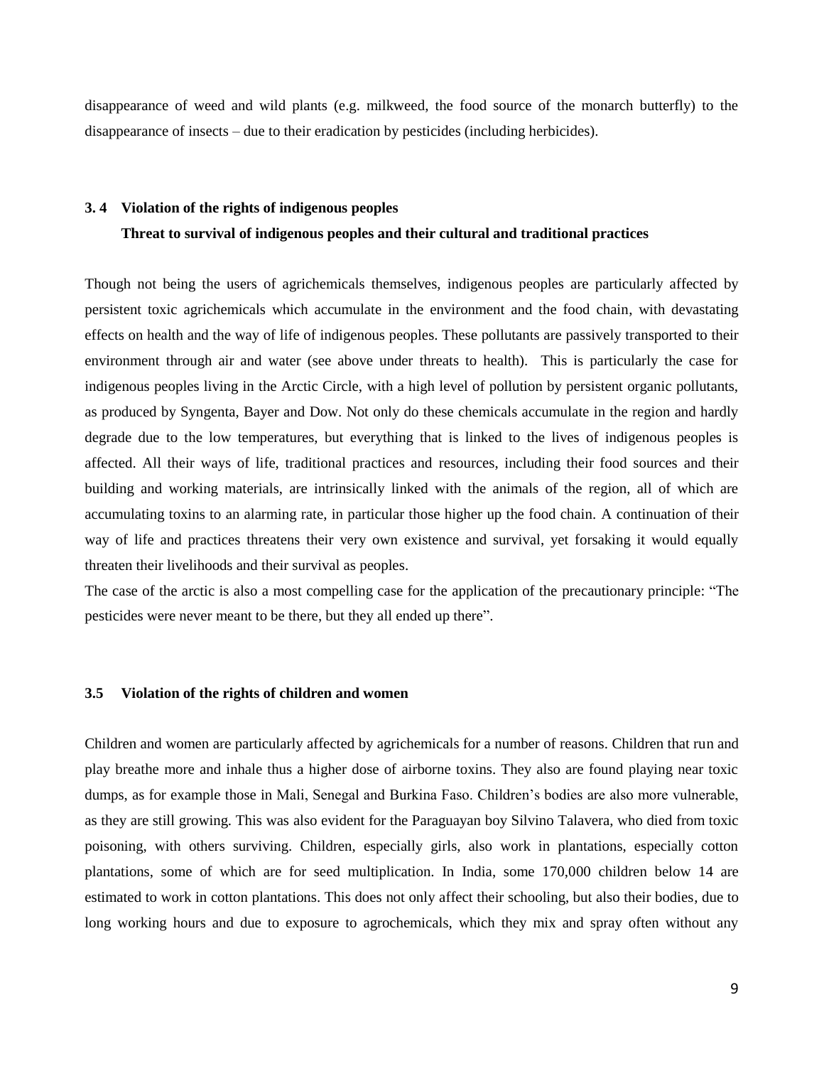disappearance of weed and wild plants (e.g. milkweed, the food source of the monarch butterfly) to the disappearance of insects – due to their eradication by pesticides (including herbicides).

### 3.4 Violation of the rights of indigenous peoples

### Threat to survival of indigenous peoples and their cultural and traditional practices

Though not being the users of agrichemicals themselves, indigenous peoples are particularly affected by persistent toxic agrichemicals which accumulate in the environment and the food chain, with devastating effects on health and the way of life of indigenous peoples. These pollutants are passively transported to their environment through air and water (see above under threats to health). This is particularly the case for indigenous peoples living in the Arctic Circle, with a high level of pollution by persistent organic pollutants, as produced by Syngenta, Bayer and Dow. Not only do these chemicals accumulate in the region and hardly degrade due to the low temperatures, but everything that is linked to the lives of indigenous peoples is affected. All their ways of life, traditional practices and resources, including their food sources and their building and working materials, are intrinsically linked with the animals of the region, all of which are accumulating toxins to an alarming rate, in particular those higher up the food chain. A continuation of their way of life and practices threatens their very own existence and survival, yet forsaking it would equally threaten their livelihoods and their survival as peoples.

The case of the arctic is also a most compelling case for the application of the precautionary principle: "The pesticides were never meant to be there, but they all ended up there".

### 3.5 Violation of the rights of children and women

Children and women are particularly affected by agrichemicals for a number of reasons. Children that run and play breathe more and inhale thus a higher dose of airborne toxins. They also are found playing near toxic dumps, as for example those in Mali, Senegal and Burkina Faso. Children's bodies are also more vulnerable, as they are still growing. This was also evident for the Paraguayan boy Silvino Talavera, who died from toxic poisoning, with others surviving. Children, especially girls, also work in plantations, especially cotton plantations, some of which are for seed multiplication. In India, some 170,000 children below 14 are estimated to work in cotton plantations. This does not only affect their schooling, but also their bodies, due to long working hours and due to exposure to agrochemicals, which they mix and spray often without any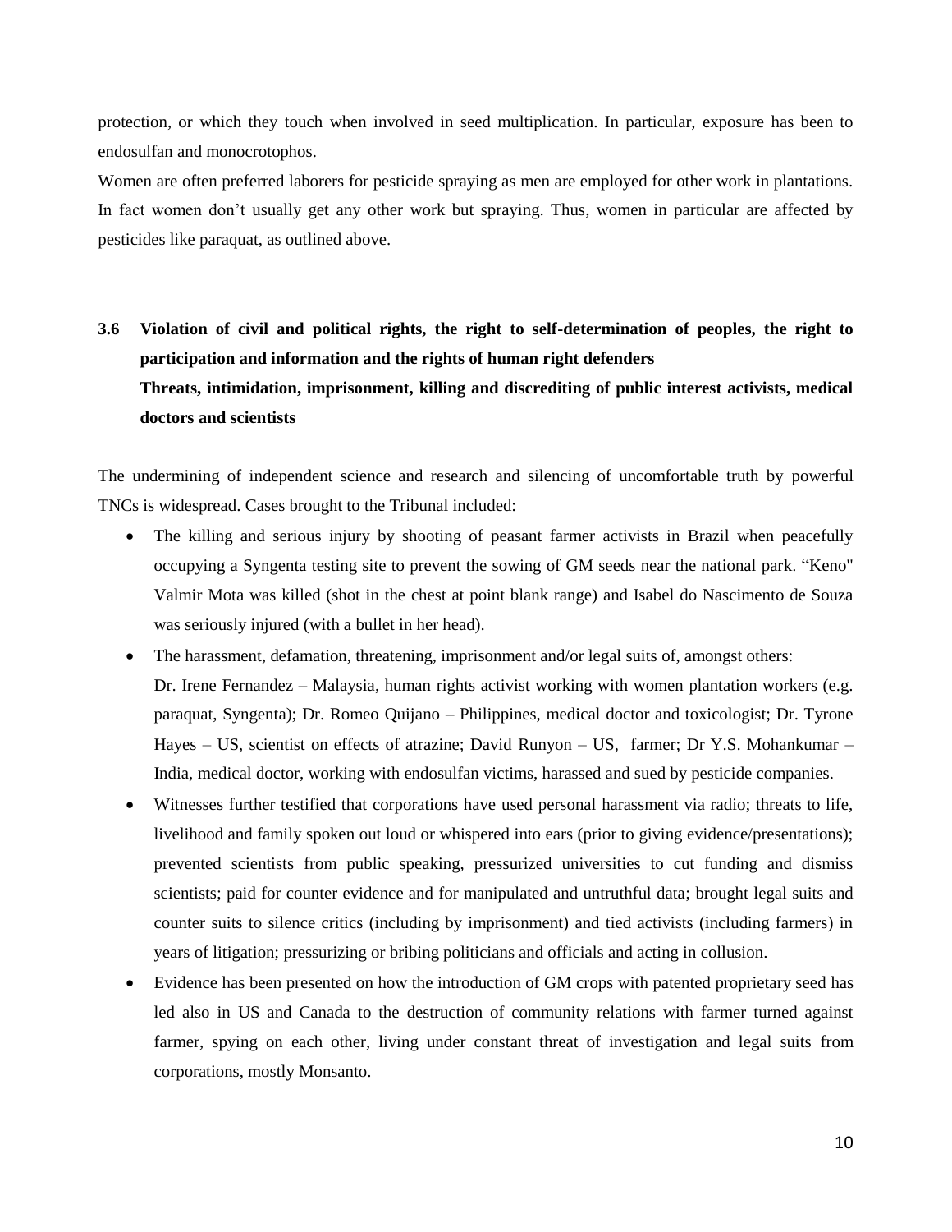protection, or which they touch when involved in seed multiplication. In particular, exposure has been to endosulfan and monocrotophos.

Women are often preferred laborers for pesticide spraying as men are employed for other work in plantations. In fact women don't usually get any other work but spraying. Thus, women in particular are affected by pesticides like paraquat, as outlined above.

### 3.6 Violation of civil and political rights, the right to self-determination of peoples, the right to participation and information and the rights of human right defenders

**Threats, intimidation, imprisonment, killing and discrediting of public interest activists, medical doctors and scientists**

The undermining of independent science and research and silencing of uncomfortable truth by powerful TNCs is widespread. Cases brought to the Tribunal included:

- The killing and serious injury by shooting of peasant farmer activists in Brazil when peacefully occupying a Syngenta testing site to prevent the sowing of GM seeds near the national park. "Keno" Valmir Mota was killed (shot in the chest at point blank range) and Isabel do Nascimento de Souza was seriously injured (with a bullet in her head).
- The harassment, defamation, threatening, imprisonment and/or legal suits of, amongst others: Dr. Irene Fernandez – Malaysia, human rights activist working with women plantation workers (e.g. paraquat, Syngenta); Dr. Romeo Quijano – Philippines, medical doctor and toxicologist; Dr. Tyrone Hayes – US, scientist on effects of atrazine; David Runyon – US, farmer; Dr Y.S. Mohankumar – India, medical doctor, working with endosulfan victims, harassed and sued by pesticide companies.
- Witnesses further testified that corporations have used personal harassment via radio; threats to life, livelihood and family spoken out loud or whispered into ears (prior to giving evidence/presentations); prevented scientists from public speaking, pressurized universities to cut funding and dismiss scientists; paid for counter evidence and for manipulated and untruthful data; brought legal suits and counter suits to silence critics (including by imprisonment) and tied activists (including farmers) in years of litigation; pressurizing or bribing politicians and officials and acting in collusion.
- Evidence has been presented on how the introduction of GM crops with patented proprietary seed has led also in US and Canada to the destruction of community relations with farmer turned against farmer, spying on each other, living under constant threat of investigation and legal suits from corporations, mostly Monsanto.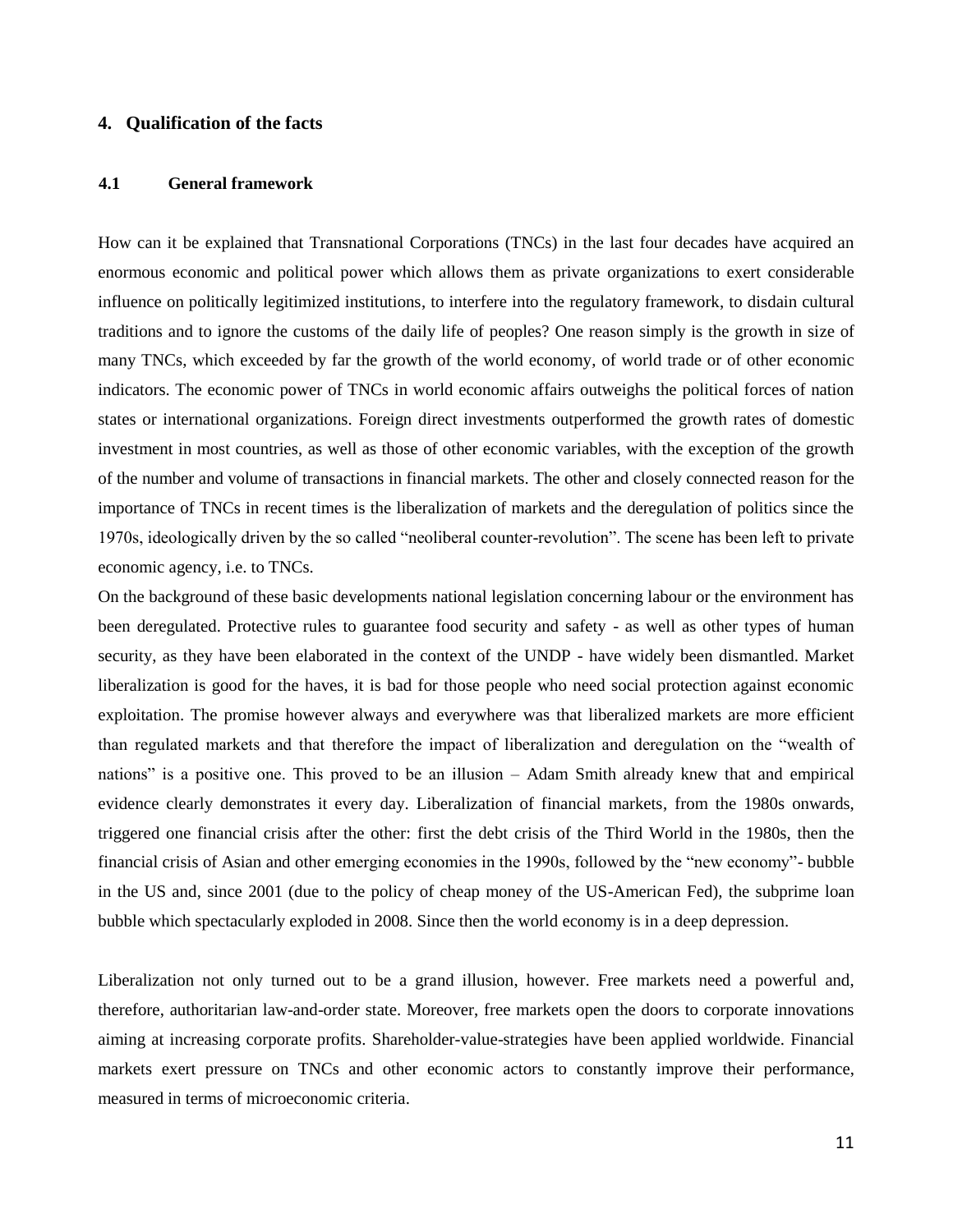## 4. Qualification of the facts

### 4.1 General framework

How can it be explained that Transnational Corporations (TNCs) in the last four decades have acquired an enormous economic and political power which allows them as private organizations to exert considerable influence on politically legitimized institutions, to interfere into the regulatory framework, to disdain cultural traditions and to ignore the customs of the daily life of peoples? One reason simply is the growth in size of many TNCs, which exceeded by far the growth of the world economy, of world trade or of other economic indicators. The economic power of TNCs in world economic affairs outweighs the political forces of nation states or international organizations. Foreign direct investments outperformed the growth rates of domestic investment in most countries, as well as those of other economic variables, with the exception of the growth of the number and volume of transactions in financial markets. The other and closely connected reason for the importance of TNCs in recent times is the liberalization of markets and the deregulation of politics since the 1970s, ideologically driven by the so called "neoliberal counter-revolution". The scene has been left to private economic agency, i.e. to TNCs.

On the background of these basic developments national legislation concerning labour or the environment has been deregulated. Protective rules to guarantee food security and safety - as well as other types of human security, as they have been elaborated in the context of the UNDP - have widely been dismantled. Market liberalization is good for the haves, it is bad for those people who need social protection against economic exploitation. The promise however always and everywhere was that liberalized markets are more efficient than regulated markets and that therefore the impact of liberalization and deregulation on the "wealth of nations" is a positive one. This proved to be an illusion – Adam Smith already knew that and empirical evidence clearly demonstrates it every day. Liberalization of financial markets, from the 1980s onwards, triggered one financial crisis after the other: first the debt crisis of the Third World in the 1980s, then the financial crisis of Asian and other emerging economies in the 1990s, followed by the "new economy"- bubble in the US and, since 2001 (due to the policy of cheap money of the US-American Fed), the subprime loan bubble which spectacularly exploded in 2008. Since then the world economy is in a deep depression.

Liberalization not only turned out to be a grand illusion, however. Free markets need a powerful and, therefore, authoritarian law-and-order state. Moreover, free markets open the doors to corporate innovations aiming at increasing corporate profits. Shareholder-value-strategies have been applied worldwide. Financial markets exert pressure on TNCs and other economic actors to constantly improve their performance, measured in terms of microeconomic criteria.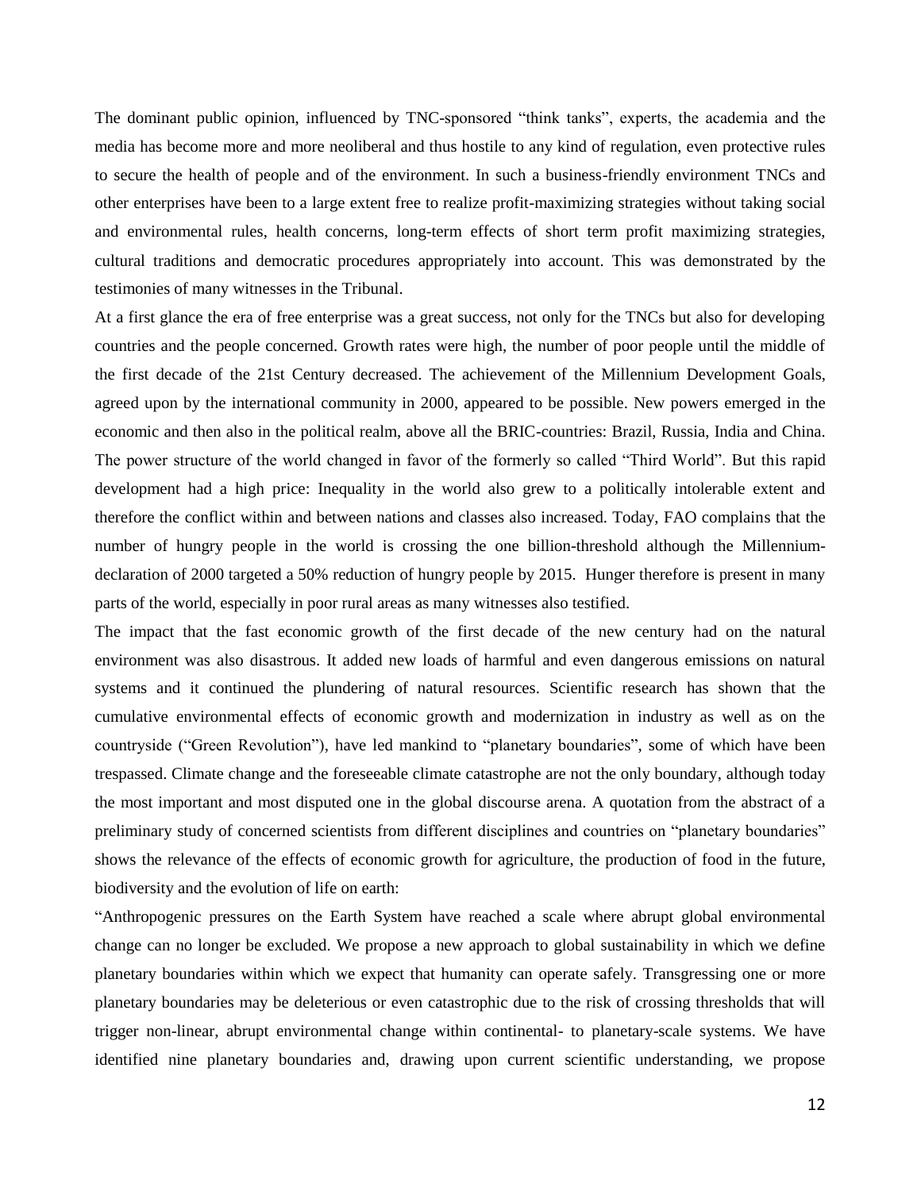The dominant public opinion, influenced by TNC-sponsored "think tanks", experts, the academia and the media has become more and more neoliberal and thus hostile to any kind of regulation, even protective rules to secure the health of people and of the environment. In such a business-friendly environment TNCs and other enterprises have been to a large extent free to realize profit-maximizing strategies without taking social and environmental rules, health concerns, long-term effects of short term profit maximizing strategies, cultural traditions and democratic procedures appropriately into account. This was demonstrated by the testimonies of many witnesses in the Tribunal.

At a first glance the era of free enterprise was a great success, not only for the TNCs but also for developing countries and the people concerned. Growth rates were high, the number of poor people until the middle of the first decade of the 21st Century decreased. The achievement of the Millennium Development Goals, agreed upon by the international community in 2000, appeared to be possible. New powers emerged in the economic and then also in the political realm, above all the BRIC-countries: Brazil, Russia, India and China. The power structure of the world changed in favor of the formerly so called "Third World". But this rapid development had a high price: Inequality in the world also grew to a politically intolerable extent and therefore the conflict within and between nations and classes also increased. Today, FAO complains that the number of hungry people in the world is crossing the one billion-threshold although the Millennium-declaration of 2000 targeted a 50% reduction of hungry people by 2015. Hunger therefore is present in many parts of the world, especially in poor rural areas as many witnesses also testified.

The impact that the fast economic growth of the first decade of the new century had on the natural environment was also disastrous. It added new loads of harmful and even dangerous emissions on natural systems and it continued the plundering of natural resources. Scientific research has shown that the cumulative environmental effects of economic growth and modernization in industry as well as on the countryside ("Green Revolution"), have led mankind to "planetary boundaries", some of which have been trespassed. Climate change and the foreseeable climate catastrophe are not the only boundary, although today the most important and most disputed one in the global discourse arena. A quotation from the abstract of a preliminary study of concerned scientists from different disciplines and countries on "planetary boundaries" shows the relevance of the effects of economic growth for agriculture, the production of food in the future, biodiversity and the evolution of life on earth:

"Anthropogenic pressures on the Earth System have reached a scale where abrupt global environmental change can no longer be excluded. We propose a new approach to global sustainability in which we define planetary boundaries within which we expect that humanity can operate safely. Transgressing one or more planetary boundaries may be deleterious or even catastrophic due to the risk of crossing thresholds that will trigger non-linear, abrupt environmental change within continental- to planetary-scale systems. We have identified nine planetary boundaries and, drawing upon current scientific understanding, we propose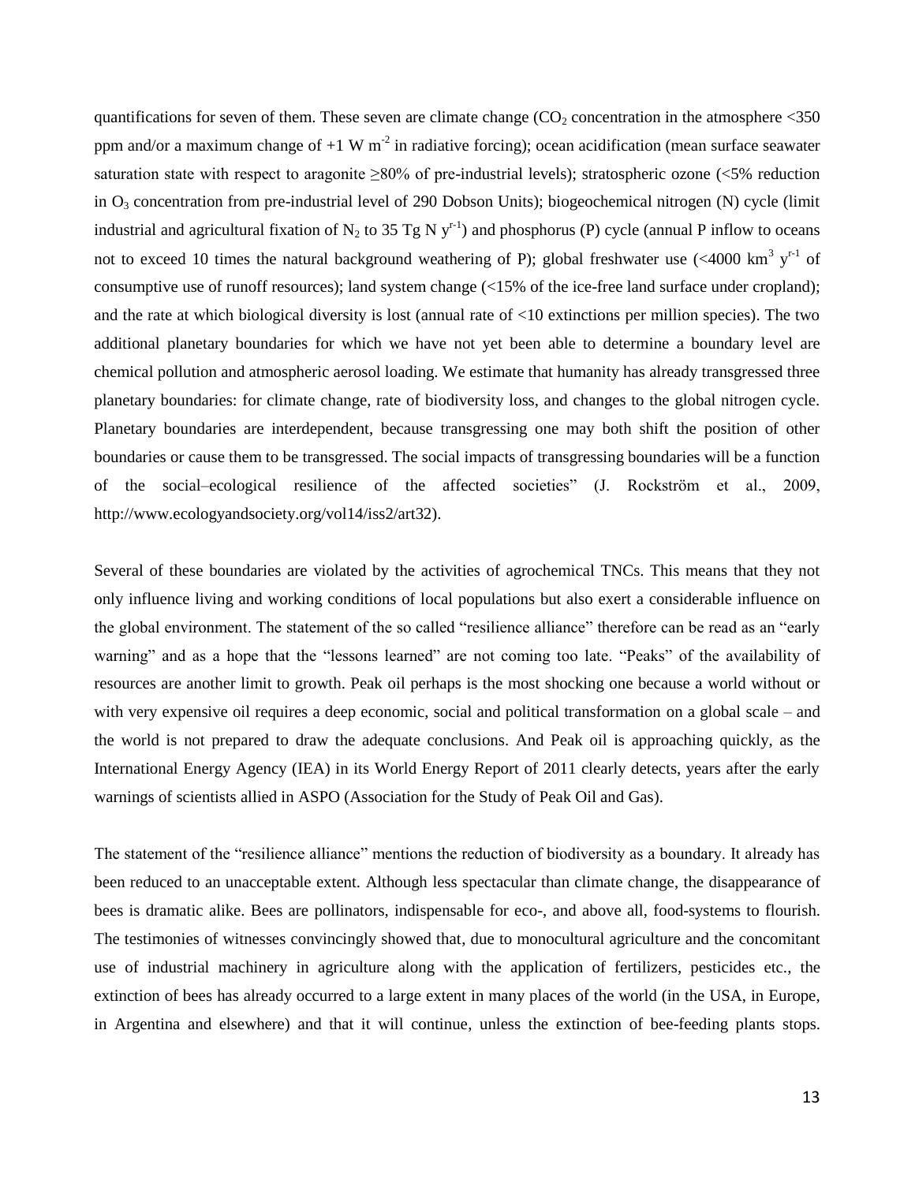quantifications for seven of them. These seven are climate change ($CO_2$ concentration in the atmosphere <350 ppm and/or a maximum change of +1 W $m^{-2}$ in radiative forcing); ocean acidification (mean surface seawater saturation state with respect to aragonite ≥80% of pre-industrial levels); stratospheric ozone (<5% reduction in $O_3$ concentration from pre-industrial level of 290 Dobson Units); biogeochemical nitrogen (N) cycle (limit industrial and agricultural fixation of $N_2$ to 35 Tg N $y^{r-1}$) and phosphorus (P) cycle (annual P inflow to oceans not to exceed 10 times the natural background weathering of P); global freshwater use (<4000 $km^3$ $y^{r-1}$ of consumptive use of runoff resources); land system change (<15% of the ice-free land surface under cropland); and the rate at which biological diversity is lost (annual rate of <10 extinctions per million species). The two additional planetary boundaries for which we have not yet been able to determine a boundary level are chemical pollution and atmospheric aerosol loading. We estimate that humanity has already transgressed three planetary boundaries: for climate change, rate of biodiversity loss, and changes to the global nitrogen cycle. Planetary boundaries are interdependent, because transgressing one may both shift the position of other boundaries or cause them to be transgressed. The social impacts of transgressing boundaries will be a function of the social–ecological resilience of the affected societies" (J. Rockström et al., 2009, http://www.ecologyandsociety.org/vol14/iss2/art32).

Several of these boundaries are violated by the activities of agrochemical TNCs. This means that they not only influence living and working conditions of local populations but also exert a considerable influence on the global environment. The statement of the so called "resilience alliance" therefore can be read as an "early warning" and as a hope that the "lessons learned" are not coming too late. "Peaks" of the availability of resources are another limit to growth. Peak oil perhaps is the most shocking one because a world without or with very expensive oil requires a deep economic, social and political transformation on a global scale – and the world is not prepared to draw the adequate conclusions. And Peak oil is approaching quickly, as the International Energy Agency (IEA) in its World Energy Report of 2011 clearly detects, years after the early warnings of scientists allied in ASPO (Association for the Study of Peak Oil and Gas).

The statement of the "resilience alliance" mentions the reduction of biodiversity as a boundary. It already has been reduced to an unacceptable extent. Although less spectacular than climate change, the disappearance of bees is dramatic alike. Bees are pollinators, indispensable for eco-, and above all, food-systems to flourish. The testimonies of witnesses convincingly showed that, due to monocultural agriculture and the concomitant use of industrial machinery in agriculture along with the application of fertilizers, pesticides etc., the extinction of bees has already occurred to a large extent in many places of the world (in the USA, in Europe, in Argentina and elsewhere) and that it will continue, unless the extinction of bee-feeding plants stops.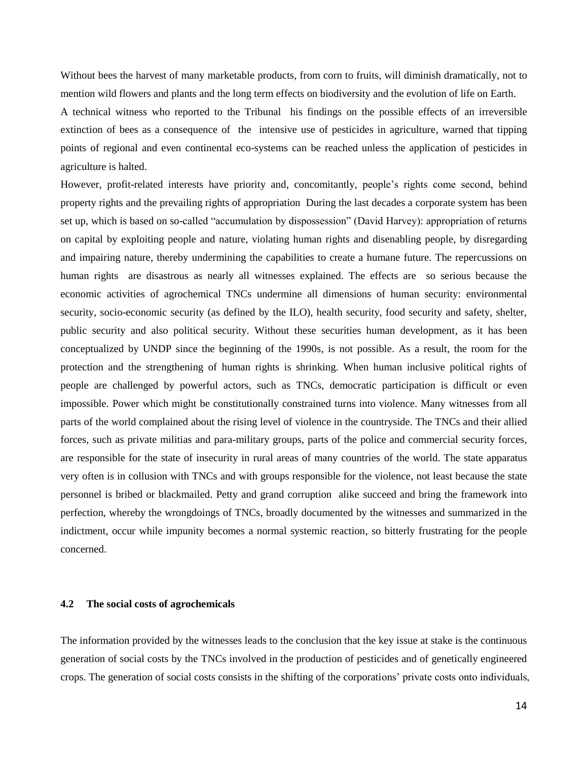Without bees the harvest of many marketable products, from corn to fruits, will diminish dramatically, not to mention wild flowers and plants and the long term effects on biodiversity and the evolution of life on Earth.

A technical witness who reported to the Tribunal his findings on the possible effects of an irreversible extinction of bees as a consequence of the intensive use of pesticides in agriculture, warned that tipping points of regional and even continental eco-systems can be reached unless the application of pesticides in agriculture is halted.

However, profit-related interests have priority and, concomitantly, people's rights come second, behind property rights and the prevailing rights of appropriation During the last decades a corporate system has been set up, which is based on so-called "accumulation by dispossession" (David Harvey): appropriation of returns on capital by exploiting people and nature, violating human rights and disenabling people, by disregarding and impairing nature, thereby undermining the capabilities to create a humane future. The repercussions on human rights are disastrous as nearly all witnesses explained. The effects are so serious because the economic activities of agrochemical TNCs undermine all dimensions of human security: environmental security, socio-economic security (as defined by the ILO), health security, food security and safety, shelter, public security and also political security. Without these securities human development, as it has been conceptualized by UNDP since the beginning of the 1990s, is not possible. As a result, the room for the protection and the strengthening of human rights is shrinking. When human inclusive political rights of people are challenged by powerful actors, such as TNCs, democratic participation is difficult or even impossible. Power which might be constitutionally constrained turns into violence. Many witnesses from all parts of the world complained about the rising level of violence in the countryside. The TNCs and their allied forces, such as private militias and para-military groups, parts of the police and commercial security forces, are responsible for the state of insecurity in rural areas of many countries of the world. The state apparatus very often is in collusion with TNCs and with groups responsible for the violence, not least because the state personnel is bribed or blackmailed. Petty and grand corruption alike succeed and bring the framework into perfection, whereby the wrongdoings of TNCs, broadly documented by the witnesses and summarized in the indictment, occur while impunity becomes a normal systemic reaction, so bitterly frustrating for the people concerned.

### 4.2 The social costs of agrochemicals

The information provided by the witnesses leads to the conclusion that the key issue at stake is the continuous generation of social costs by the TNCs involved in the production of pesticides and of genetically engineered crops. The generation of social costs consists in the shifting of the corporations' private costs onto individuals,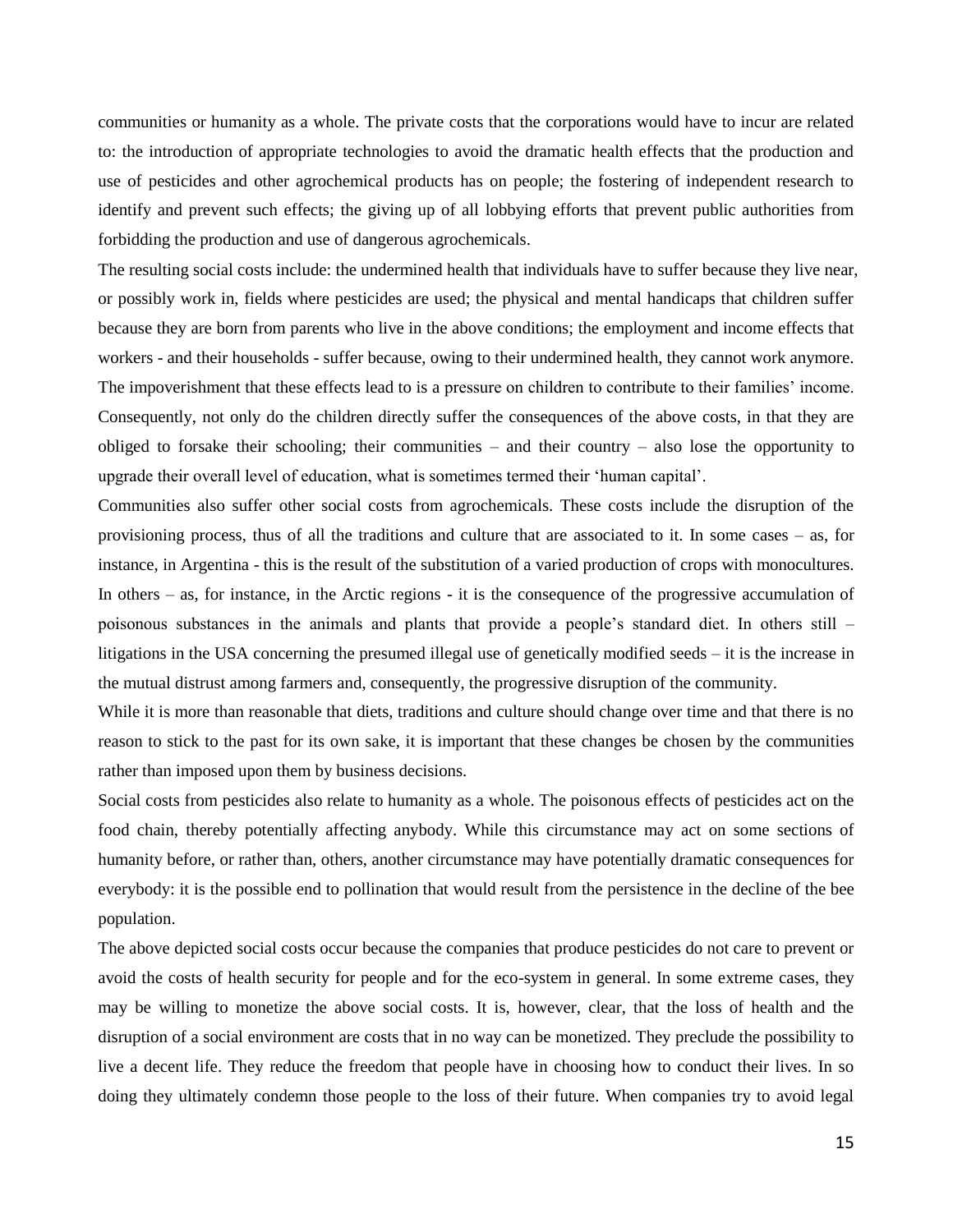communities or humanity as a whole. The private costs that the corporations would have to incur are related to: the introduction of appropriate technologies to avoid the dramatic health effects that the production and use of pesticides and other agrochemical products has on people; the fostering of independent research to identify and prevent such effects; the giving up of all lobbying efforts that prevent public authorities from forbidding the production and use of dangerous agrochemicals.

The resulting social costs include: the undermined health that individuals have to suffer because they live near, or possibly work in, fields where pesticides are used; the physical and mental handicaps that children suffer because they are born from parents who live in the above conditions; the employment and income effects that workers - and their households - suffer because, owing to their undermined health, they cannot work anymore. The impoverishment that these effects lead to is a pressure on children to contribute to their families' income. Consequently, not only do the children directly suffer the consequences of the above costs, in that they are obliged to forsake their schooling; their communities – and their country – also lose the opportunity to upgrade their overall level of education, what is sometimes termed their 'human capital'.

Communities also suffer other social costs from agrochemicals. These costs include the disruption of the provisioning process, thus of all the traditions and culture that are associated to it. In some cases – as, for instance, in Argentina - this is the result of the substitution of a varied production of crops with monocultures. In others – as, for instance, in the Arctic regions - it is the consequence of the progressive accumulation of poisonous substances in the animals and plants that provide a people's standard diet. In others still – litigations in the USA concerning the presumed illegal use of genetically modified seeds – it is the increase in the mutual distrust among farmers and, consequently, the progressive disruption of the community.

While it is more than reasonable that diets, traditions and culture should change over time and that there is no reason to stick to the past for its own sake, it is important that these changes be chosen by the communities rather than imposed upon them by business decisions.

Social costs from pesticides also relate to humanity as a whole. The poisonous effects of pesticides act on the food chain, thereby potentially affecting anybody. While this circumstance may act on some sections of humanity before, or rather than, others, another circumstance may have potentially dramatic consequences for everybody: it is the possible end to pollination that would result from the persistence in the decline of the bee population.

The above depicted social costs occur because the companies that produce pesticides do not care to prevent or avoid the costs of health security for people and for the eco-system in general. In some extreme cases, they may be willing to monetize the above social costs. It is, however, clear, that the loss of health and the disruption of a social environment are costs that in no way can be monetized. They preclude the possibility to live a decent life. They reduce the freedom that people have in choosing how to conduct their lives. In so doing they ultimately condemn those people to the loss of their future. When companies try to avoid legal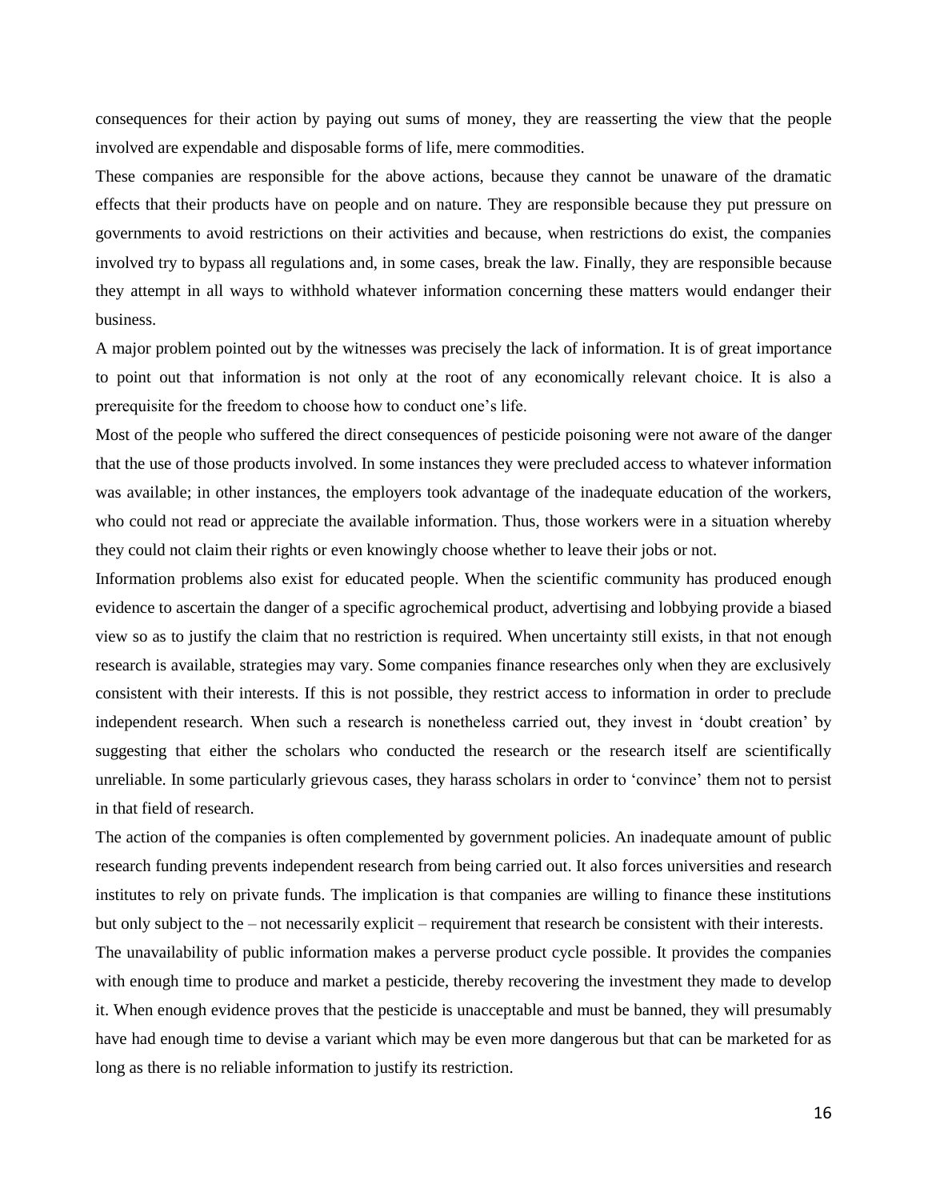consequences for their action by paying out sums of money, they are reasserting the view that the people involved are expendable and disposable forms of life, mere commodities.

These companies are responsible for the above actions, because they cannot be unaware of the dramatic effects that their products have on people and on nature. They are responsible because they put pressure on governments to avoid restrictions on their activities and because, when restrictions do exist, the companies involved try to bypass all regulations and, in some cases, break the law. Finally, they are responsible because they attempt in all ways to withhold whatever information concerning these matters would endanger their business.

A major problem pointed out by the witnesses was precisely the lack of information. It is of great importance to point out that information is not only at the root of any economically relevant choice. It is also a prerequisite for the freedom to choose how to conduct one's life.

Most of the people who suffered the direct consequences of pesticide poisoning were not aware of the danger that the use of those products involved. In some instances they were precluded access to whatever information was available; in other instances, the employers took advantage of the inadequate education of the workers, who could not read or appreciate the available information. Thus, those workers were in a situation whereby they could not claim their rights or even knowingly choose whether to leave their jobs or not.

Information problems also exist for educated people. When the scientific community has produced enough evidence to ascertain the danger of a specific agrochemical product, advertising and lobbying provide a biased view so as to justify the claim that no restriction is required. When uncertainty still exists, in that not enough research is available, strategies may vary. Some companies finance researches only when they are exclusively consistent with their interests. If this is not possible, they restrict access to information in order to preclude independent research. When such a research is nonetheless carried out, they invest in 'doubt creation' by suggesting that either the scholars who conducted the research or the research itself are scientifically unreliable. In some particularly grievous cases, they harass scholars in order to 'convince' them not to persist in that field of research.

The action of the companies is often complemented by government policies. An inadequate amount of public research funding prevents independent research from being carried out. It also forces universities and research institutes to rely on private funds. The implication is that companies are willing to finance these institutions but only subject to the – not necessarily explicit – requirement that research be consistent with their interests.

The unavailability of public information makes a perverse product cycle possible. It provides the companies with enough time to produce and market a pesticide, thereby recovering the investment they made to develop it. When enough evidence proves that the pesticide is unacceptable and must be banned, they will presumably have had enough time to devise a variant which may be even more dangerous but that can be marketed for as long as there is no reliable information to justify its restriction.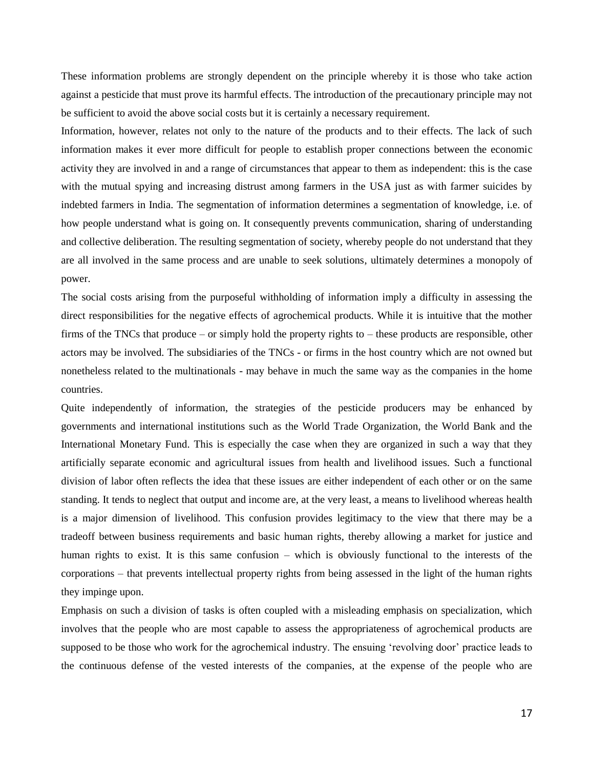These information problems are strongly dependent on the principle whereby it is those who take action against a pesticide that must prove its harmful effects. The introduction of the precautionary principle may not be sufficient to avoid the above social costs but it is certainly a necessary requirement.

Information, however, relates not only to the nature of the products and to their effects. The lack of such information makes it ever more difficult for people to establish proper connections between the economic activity they are involved in and a range of circumstances that appear to them as independent: this is the case with the mutual spying and increasing distrust among farmers in the USA just as with farmer suicides by indebted farmers in India. The segmentation of information determines a segmentation of knowledge, i.e. of how people understand what is going on. It consequently prevents communication, sharing of understanding and collective deliberation. The resulting segmentation of society, whereby people do not understand that they are all involved in the same process and are unable to seek solutions, ultimately determines a monopoly of power.

The social costs arising from the purposeful withholding of information imply a difficulty in assessing the direct responsibilities for the negative effects of agrochemical products. While it is intuitive that the mother firms of the TNCs that produce – or simply hold the property rights to – these products are responsible, other actors may be involved. The subsidiaries of the TNCs - or firms in the host country which are not owned but nonetheless related to the multinationals - may behave in much the same way as the companies in the home countries.

Quite independently of information, the strategies of the pesticide producers may be enhanced by governments and international institutions such as the World Trade Organization, the World Bank and the International Monetary Fund. This is especially the case when they are organized in such a way that they artificially separate economic and agricultural issues from health and livelihood issues. Such a functional division of labor often reflects the idea that these issues are either independent of each other or on the same standing. It tends to neglect that output and income are, at the very least, a means to livelihood whereas health is a major dimension of livelihood. This confusion provides legitimacy to the view that there may be a tradeoff between business requirements and basic human rights, thereby allowing a market for justice and human rights to exist. It is this same confusion – which is obviously functional to the interests of the corporations – that prevents intellectual property rights from being assessed in the light of the human rights they impinge upon.

Emphasis on such a division of tasks is often coupled with a misleading emphasis on specialization, which involves that the people who are most capable to assess the appropriateness of agrochemical products are supposed to be those who work for the agrochemical industry. The ensuing 'revolving door' practice leads to the continuous defense of the vested interests of the companies, at the expense of the people who are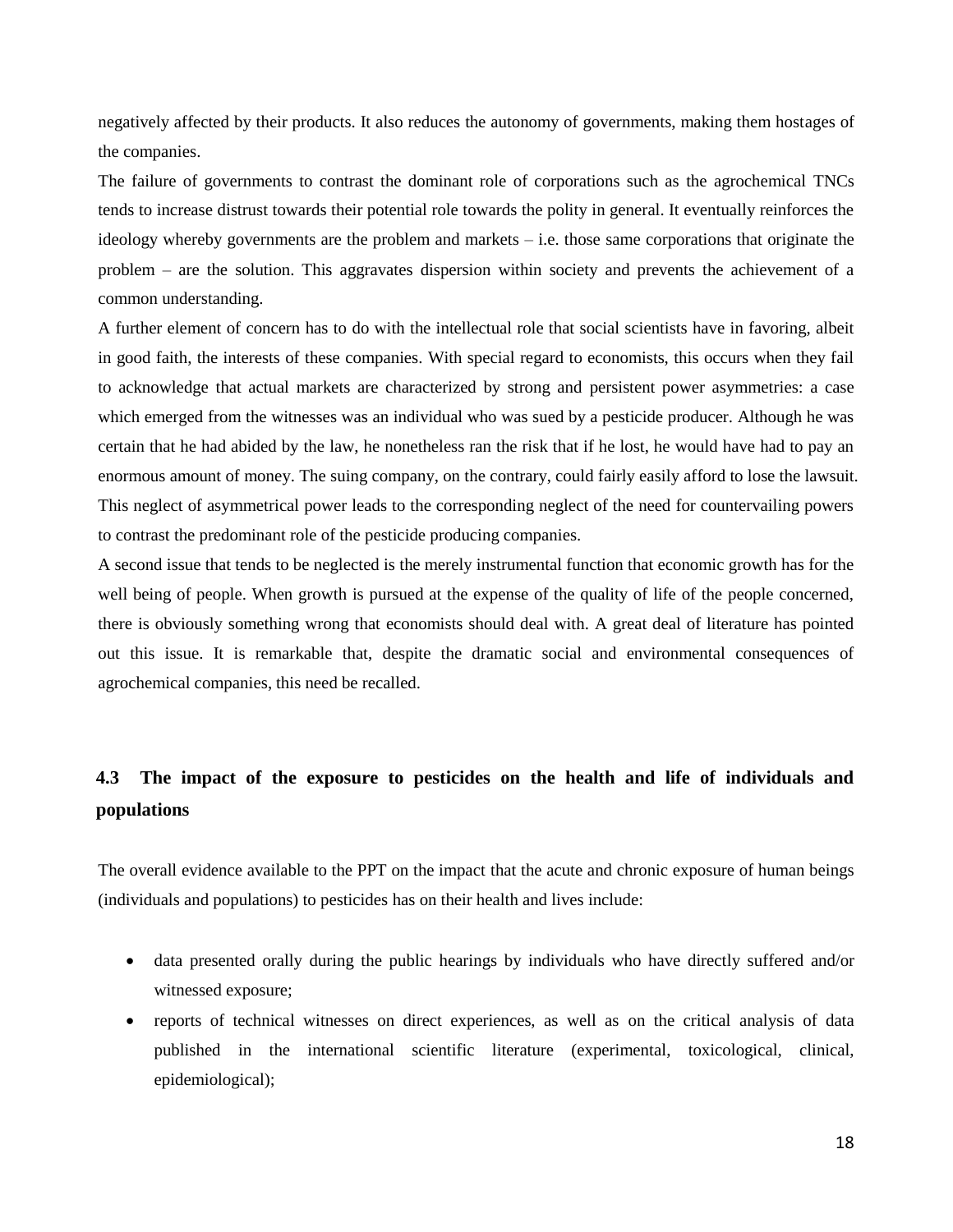negatively affected by their products. It also reduces the autonomy of governments, making them hostages of the companies.

The failure of governments to contrast the dominant role of corporations such as the agrochemical TNCs tends to increase distrust towards their potential role towards the polity in general. It eventually reinforces the ideology whereby governments are the problem and markets – i.e. those same corporations that originate the problem – are the solution. This aggravates dispersion within society and prevents the achievement of a common understanding.

A further element of concern has to do with the intellectual role that social scientists have in favoring, albeit in good faith, the interests of these companies. With special regard to economists, this occurs when they fail to acknowledge that actual markets are characterized by strong and persistent power asymmetries: a case which emerged from the witnesses was an individual who was sued by a pesticide producer. Although he was certain that he had abided by the law, he nonetheless ran the risk that if he lost, he would have had to pay an enormous amount of money. The suing company, on the contrary, could fairly easily afford to lose the lawsuit. This neglect of asymmetrical power leads to the corresponding neglect of the need for countervailing powers to contrast the predominant role of the pesticide producing companies.

A second issue that tends to be neglected is the merely instrumental function that economic growth has for the well being of people. When growth is pursued at the expense of the quality of life of the people concerned, there is obviously something wrong that economists should deal with. A great deal of literature has pointed out this issue. It is remarkable that, despite the dramatic social and environmental consequences of agrochemical companies, this need be recalled.

### 4.3 The impact of the exposure to pesticides on the health and life of individuals and populations

The overall evidence available to the PPT on the impact that the acute and chronic exposure of human beings (individuals and populations) to pesticides has on their health and lives include:

- data presented orally during the public hearings by individuals who have directly suffered and/or witnessed exposure;
- reports of technical witnesses on direct experiences, as well as on the critical analysis of data published in the international scientific literature (experimental, toxicological, clinical, epidemiological);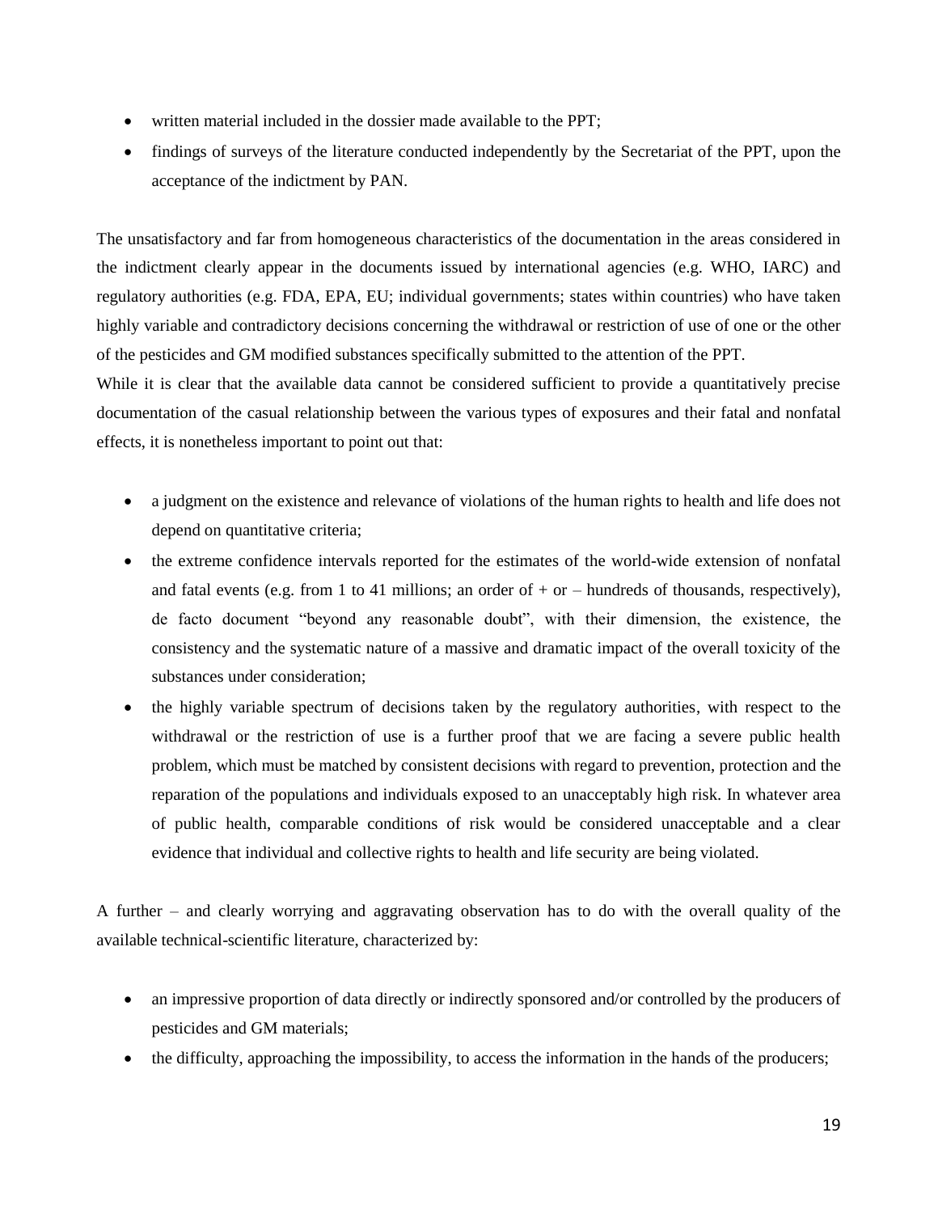- written material included in the dossier made available to the PPT;
- findings of surveys of the literature conducted independently by the Secretariat of the PPT, upon the acceptance of the indictment by PAN.

The unsatisfactory and far from homogeneous characteristics of the documentation in the areas considered in the indictment clearly appear in the documents issued by international agencies (e.g. WHO, IARC) and regulatory authorities (e.g. FDA, EPA, EU; individual governments; states within countries) who have taken highly variable and contradictory decisions concerning the withdrawal or restriction of use of one or the other of the pesticides and GM modified substances specifically submitted to the attention of the PPT.
While it is clear that the available data cannot be considered sufficient to provide a quantitatively precise documentation of the casual relationship between the various types of exposures and their fatal and nonfatal effects, it is nonetheless important to point out that:

- a judgment on the existence and relevance of violations of the human rights to health and life does not depend on quantitative criteria;
- the extreme confidence intervals reported for the estimates of the world-wide extension of nonfatal and fatal events (e.g. from 1 to 41 millions; an order of + or – hundreds of thousands, respectively), de facto document "beyond any reasonable doubt", with their dimension, the existence, the consistency and the systematic nature of a massive and dramatic impact of the overall toxicity of the substances under consideration;
- the highly variable spectrum of decisions taken by the regulatory authorities, with respect to the withdrawal or the restriction of use is a further proof that we are facing a severe public health problem, which must be matched by consistent decisions with regard to prevention, protection and the reparation of the populations and individuals exposed to an unacceptably high risk. In whatever area of public health, comparable conditions of risk would be considered unacceptable and a clear evidence that individual and collective rights to health and life security are being violated.

A further – and clearly worrying and aggravating observation has to do with the overall quality of the available technical-scientific literature, characterized by:

- an impressive proportion of data directly or indirectly sponsored and/or controlled by the producers of pesticides and GM materials;
- the difficulty, approaching the impossibility, to access the information in the hands of the producers;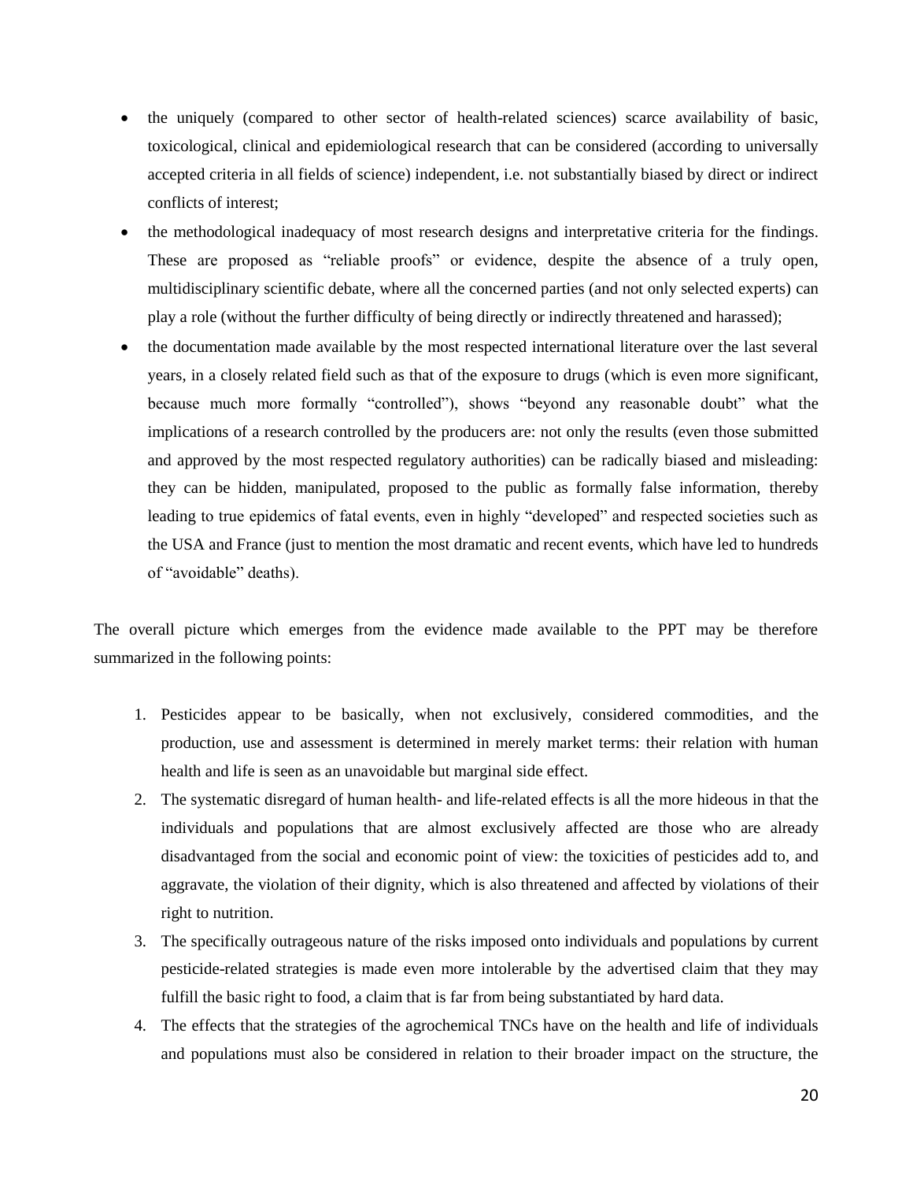- the uniquely (compared to other sector of health-related sciences) scarce availability of basic, toxicological, clinical and epidemiological research that can be considered (according to universally accepted criteria in all fields of science) independent, i.e. not substantially biased by direct or indirect conflicts of interest;
- the methodological inadequacy of most research designs and interpretative criteria for the findings. These are proposed as "reliable proofs" or evidence, despite the absence of a truly open, multidisciplinary scientific debate, where all the concerned parties (and not only selected experts) can play a role (without the further difficulty of being directly or indirectly threatened and harassed);
- the documentation made available by the most respected international literature over the last several years, in a closely related field such as that of the exposure to drugs (which is even more significant, because much more formally "controlled"), shows "beyond any reasonable doubt" what the implications of a research controlled by the producers are: not only the results (even those submitted and approved by the most respected regulatory authorities) can be radically biased and misleading: they can be hidden, manipulated, proposed to the public as formally false information, thereby leading to true epidemics of fatal events, even in highly "developed" and respected societies such as the USA and France (just to mention the most dramatic and recent events, which have led to hundreds of "avoidable" deaths).

The overall picture which emerges from the evidence made available to the PPT may be therefore summarized in the following points:

1. Pesticides appear to be basically, when not exclusively, considered commodities, and the production, use and assessment is determined in merely market terms: their relation with human health and life is seen as an unavoidable but marginal side effect.
2. The systematic disregard of human health- and life-related effects is all the more hideous in that the individuals and populations that are almost exclusively affected are those who are already disadvantaged from the social and economic point of view: the toxicities of pesticides add to, and aggravate, the violation of their dignity, which is also threatened and affected by violations of their right to nutrition.
3. The specifically outrageous nature of the risks imposed onto individuals and populations by current pesticide-related strategies is made even more intolerable by the advertised claim that they may fulfill the basic right to food, a claim that is far from being substantiated by hard data.
4. The effects that the strategies of the agrochemical TNCs have on the health and life of individuals and populations must also be considered in relation to their broader impact on the structure, the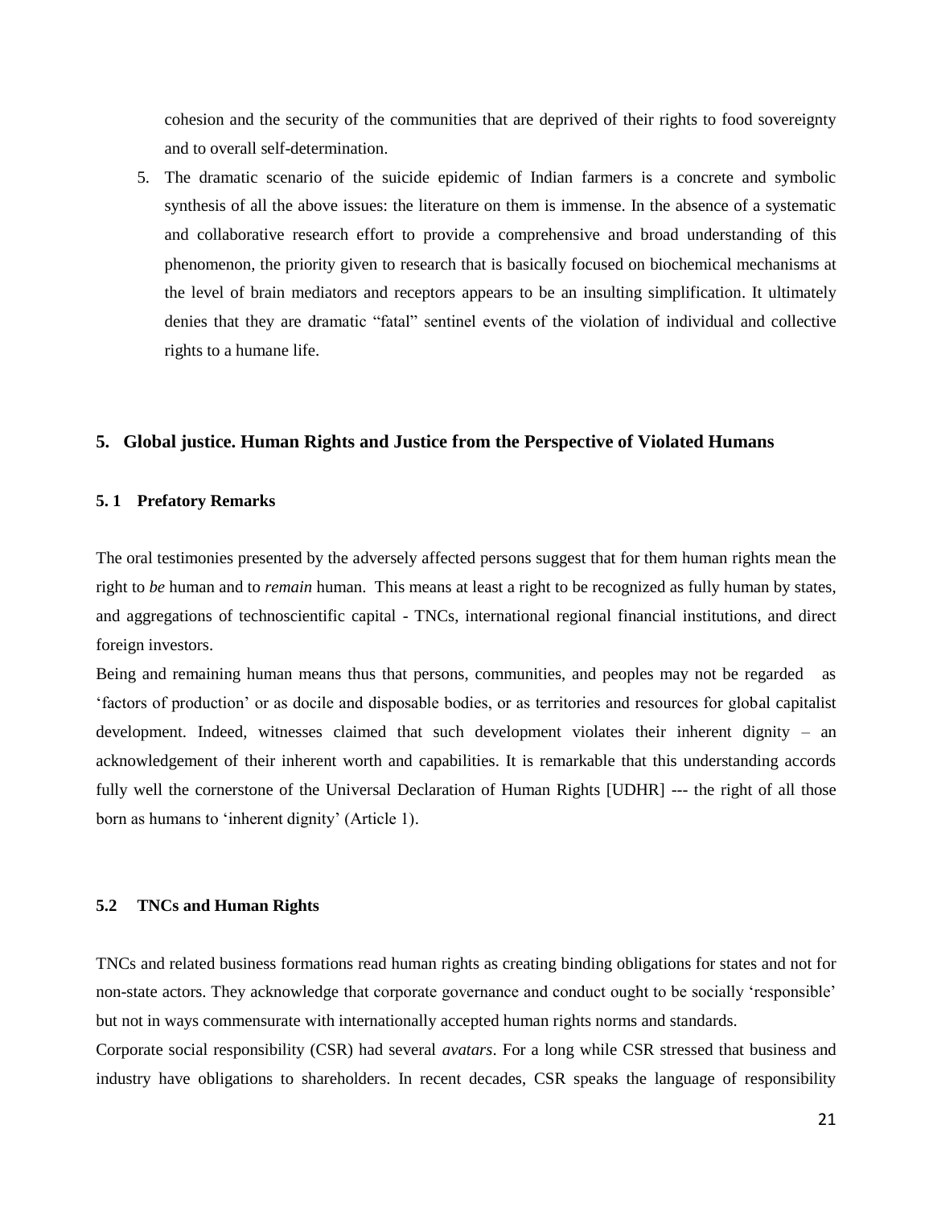cohesion and the security of the communities that are deprived of their rights to food sovereignty and to overall self-determination.

5. The dramatic scenario of the suicide epidemic of Indian farmers is a concrete and symbolic synthesis of all the above issues: the literature on them is immense. In the absence of a systematic and collaborative research effort to provide a comprehensive and broad understanding of this phenomenon, the priority given to research that is basically focused on biochemical mechanisms at the level of brain mediators and receptors appears to be an insulting simplification. It ultimately denies that they are dramatic "fatal" sentinel events of the violation of individual and collective rights to a humane life.

## 5. Global justice. Human Rights and Justice from the Perspective of Violated Humans

### 5. 1 Prefatory Remarks

The oral testimonies presented by the adversely affected persons suggest that for them human rights mean the right to *be* human and to *remain* human. This means at least a right to be recognized as fully human by states, and aggregations of technoscientific capital - TNCs, international regional financial institutions, and direct foreign investors.

Being and remaining human means thus that persons, communities, and peoples may not be regarded as 'factors of production' or as docile and disposable bodies, or as territories and resources for global capitalist development. Indeed, witnesses claimed that such development violates their inherent dignity – an acknowledgement of their inherent worth and capabilities. It is remarkable that this understanding accords fully well the cornerstone of the Universal Declaration of Human Rights [UDHR] --- the right of all those born as humans to 'inherent dignity' (Article 1).

### 5.2 TNCs and Human Rights

TNCs and related business formations read human rights as creating binding obligations for states and not for non-state actors. They acknowledge that corporate governance and conduct ought to be socially 'responsible' but not in ways commensurate with internationally accepted human rights norms and standards.

Corporate social responsibility (CSR) had several *avatars*. For a long while CSR stressed that business and industry have obligations to shareholders. In recent decades, CSR speaks the language of responsibility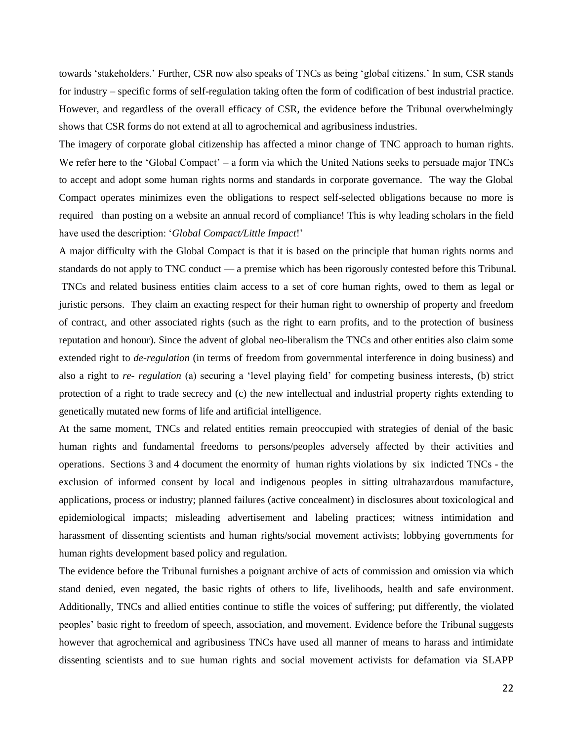towards 'stakeholders.' Further, CSR now also speaks of TNCs as being 'global citizens.' In sum, CSR stands for industry – specific forms of self-regulation taking often the form of codification of best industrial practice. However, and regardless of the overall efficacy of CSR, the evidence before the Tribunal overwhelmingly shows that CSR forms do not extend at all to agrochemical and agribusiness industries.

The imagery of corporate global citizenship has affected a minor change of TNC approach to human rights. We refer here to the 'Global Compact' – a form via which the United Nations seeks to persuade major TNCs to accept and adopt some human rights norms and standards in corporate governance. The way the Global Compact operates minimizes even the obligations to respect self-selected obligations because no more is required than posting on a website an annual record of compliance! This is why leading scholars in the field have used the description: '*Global Compact/Little Impact*!'

A major difficulty with the Global Compact is that it is based on the principle that human rights norms and standards do not apply to TNC conduct — a premise which has been rigorously contested before this Tribunal. TNCs and related business entities claim access to a set of core human rights, owed to them as legal or juristic persons. They claim an exacting respect for their human right to ownership of property and freedom of contract, and other associated rights (such as the right to earn profits, and to the protection of business reputation and honour). Since the advent of global neo-liberalism the TNCs and other entities also claim some extended right to *de-regulation* (in terms of freedom from governmental interference in doing business) and also a right to *re- regulation* (a) securing a 'level playing field' for competing business interests, (b) strict protection of a right to trade secrecy and (c) the new intellectual and industrial property rights extending to genetically mutated new forms of life and artificial intelligence.

At the same moment, TNCs and related entities remain preoccupied with strategies of denial of the basic human rights and fundamental freedoms to persons/peoples adversely affected by their activities and operations. Sections 3 and 4 document the enormity of human rights violations by six indicted TNCs - the exclusion of informed consent by local and indigenous peoples in sitting ultrahazardous manufacture, applications, process or industry; planned failures (active concealment) in disclosures about toxicological and epidemiological impacts; misleading advertisement and labeling practices; witness intimidation and harassment of dissenting scientists and human rights/social movement activists; lobbying governments for human rights development based policy and regulation.

The evidence before the Tribunal furnishes a poignant archive of acts of commission and omission via which stand denied, even negated, the basic rights of others to life, livelihoods, health and safe environment. Additionally, TNCs and allied entities continue to stifle the voices of suffering; put differently, the violated peoples' basic right to freedom of speech, association, and movement. Evidence before the Tribunal suggests however that agrochemical and agribusiness TNCs have used all manner of means to harass and intimidate dissenting scientists and to sue human rights and social movement activists for defamation via SLAPP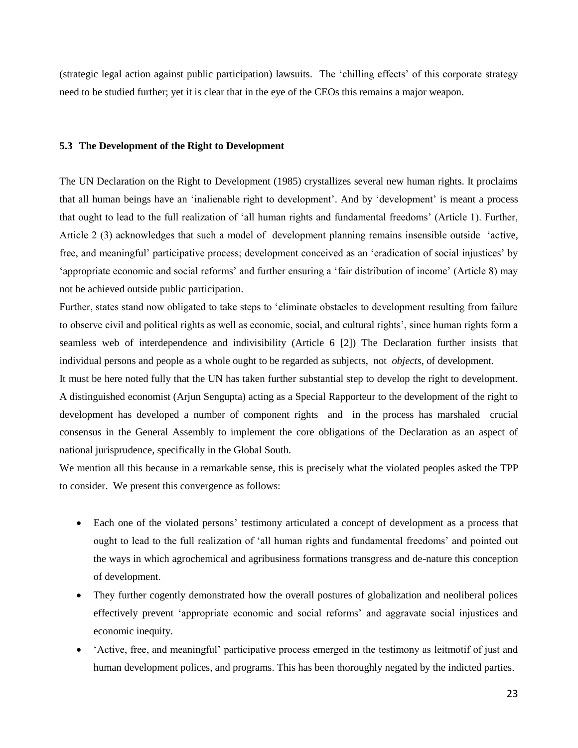(strategic legal action against public participation) lawsuits. The 'chilling effects' of this corporate strategy need to be studied further; yet it is clear that in the eye of the CEOs this remains a major weapon.

### 5.3 The Development of the Right to Development

The UN Declaration on the Right to Development (1985) crystallizes several new human rights. It proclaims that all human beings have an 'inalienable right to development'. And by 'development' is meant a process that ought to lead to the full realization of 'all human rights and fundamental freedoms' (Article 1). Further, Article 2 (3) acknowledges that such a model of development planning remains insensible outside 'active, free, and meaningful' participative process; development conceived as an 'eradication of social injustices' by 'appropriate economic and social reforms' and further ensuring a 'fair distribution of income' (Article 8) may not be achieved outside public participation.

Further, states stand now obligated to take steps to 'eliminate obstacles to development resulting from failure to observe civil and political rights as well as economic, social, and cultural rights', since human rights form a seamless web of interdependence and indivisibility (Article 6 [2]) The Declaration further insists that individual persons and people as a whole ought to be regarded as subjects, not *objects*, of development.

It must be here noted fully that the UN has taken further substantial step to develop the right to development. A distinguished economist (Arjun Sengupta) acting as a Special Rapporteur to the development of the right to development has developed a number of component rights and in the process has marshaled crucial consensus in the General Assembly to implement the core obligations of the Declaration as an aspect of national jurisprudence, specifically in the Global South.

We mention all this because in a remarkable sense, this is precisely what the violated peoples asked the TPP to consider. We present this convergence as follows:

- Each one of the violated persons' testimony articulated a concept of development as a process that ought to lead to the full realization of 'all human rights and fundamental freedoms' and pointed out the ways in which agrochemical and agribusiness formations transgress and de-nature this conception of development.
- They further cogently demonstrated how the overall postures of globalization and neoliberal polices effectively prevent 'appropriate economic and social reforms' and aggravate social injustices and economic inequity.
- 'Active, free, and meaningful' participative process emerged in the testimony as leitmotif of just and human development polices, and programs. This has been thoroughly negated by the indicted parties.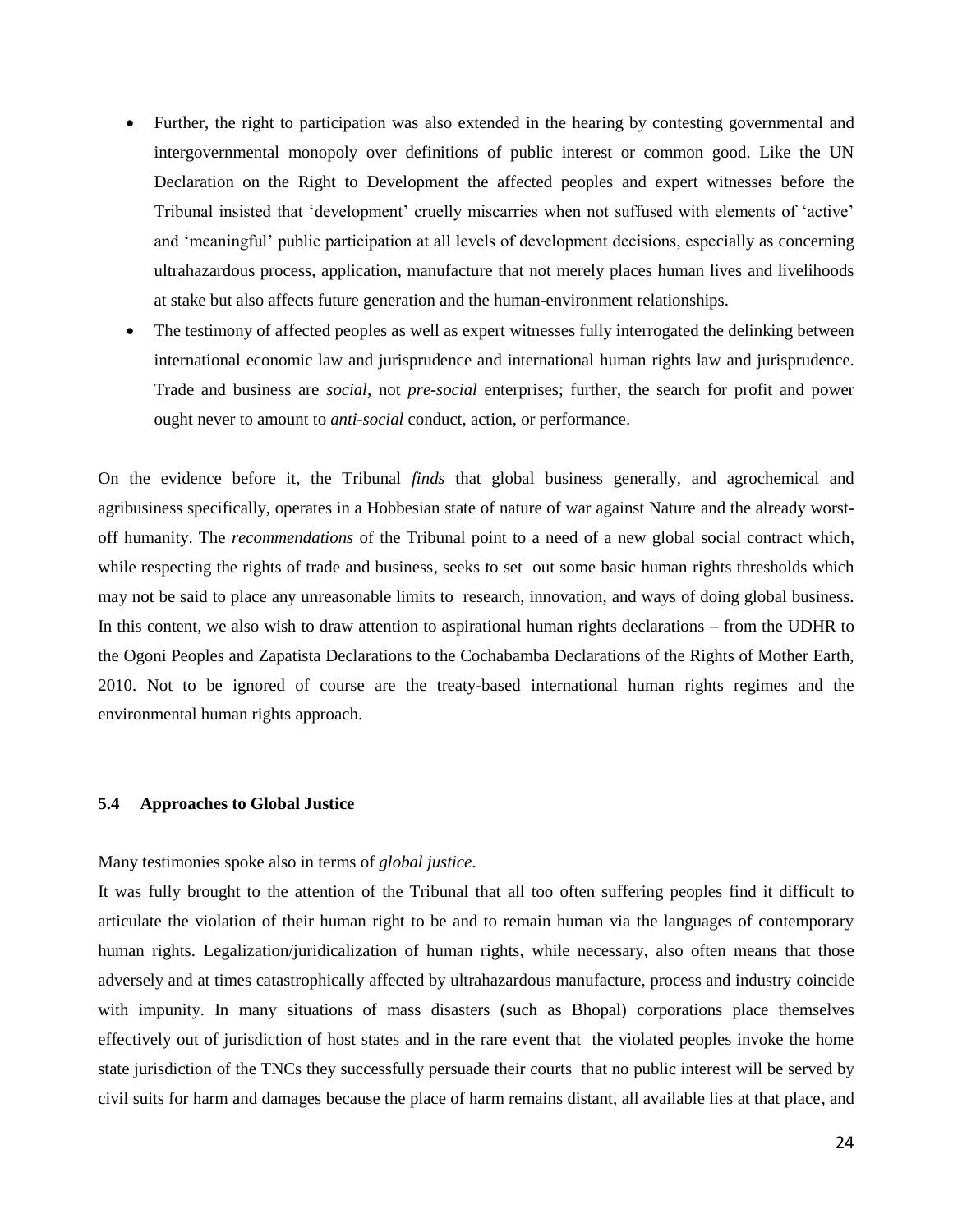- Further, the right to participation was also extended in the hearing by contesting governmental and intergovernmental monopoly over definitions of public interest or common good. Like the UN Declaration on the Right to Development the affected peoples and expert witnesses before the Tribunal insisted that 'development' cruelly miscarries when not suffused with elements of 'active' and 'meaningful' public participation at all levels of development decisions, especially as concerning ultrahazardous process, application, manufacture that not merely places human lives and livelihoods at stake but also affects future generation and the human-environment relationships.
- The testimony of affected peoples as well as expert witnesses fully interrogated the delinking between international economic law and jurisprudence and international human rights law and jurisprudence. Trade and business are *social,* not *pre-social* enterprises; further, the search for profit and power ought never to amount to *anti-social* conduct, action, or performance.

On the evidence before it, the Tribunal *finds* that global business generally, and agrochemical and agribusiness specifically, operates in a Hobbesian state of nature of war against Nature and the already worst-off humanity. The *recommendations* of the Tribunal point to a need of a new global social contract which, while respecting the rights of trade and business, seeks to set out some basic human rights thresholds which may not be said to place any unreasonable limits to research, innovation, and ways of doing global business. In this content, we also wish to draw attention to aspirational human rights declarations – from the UDHR to the Ogoni Peoples and Zapatista Declarations to the Cochabamba Declarations of the Rights of Mother Earth, 2010. Not to be ignored of course are the treaty-based international human rights regimes and the environmental human rights approach.

### 5.4 Approaches to Global Justice

Many testimonies spoke also in terms of *global justice*.

It was fully brought to the attention of the Tribunal that all too often suffering peoples find it difficult to articulate the violation of their human right to be and to remain human via the languages of contemporary human rights. Legalization/juridicalization of human rights, while necessary, also often means that those adversely and at times catastrophically affected by ultrahazardous manufacture, process and industry coincide with impunity. In many situations of mass disasters (such as Bhopal) corporations place themselves effectively out of jurisdiction of host states and in the rare event that the violated peoples invoke the home state jurisdiction of the TNCs they successfully persuade their courts that no public interest will be served by civil suits for harm and damages because the place of harm remains distant, all available lies at that place, and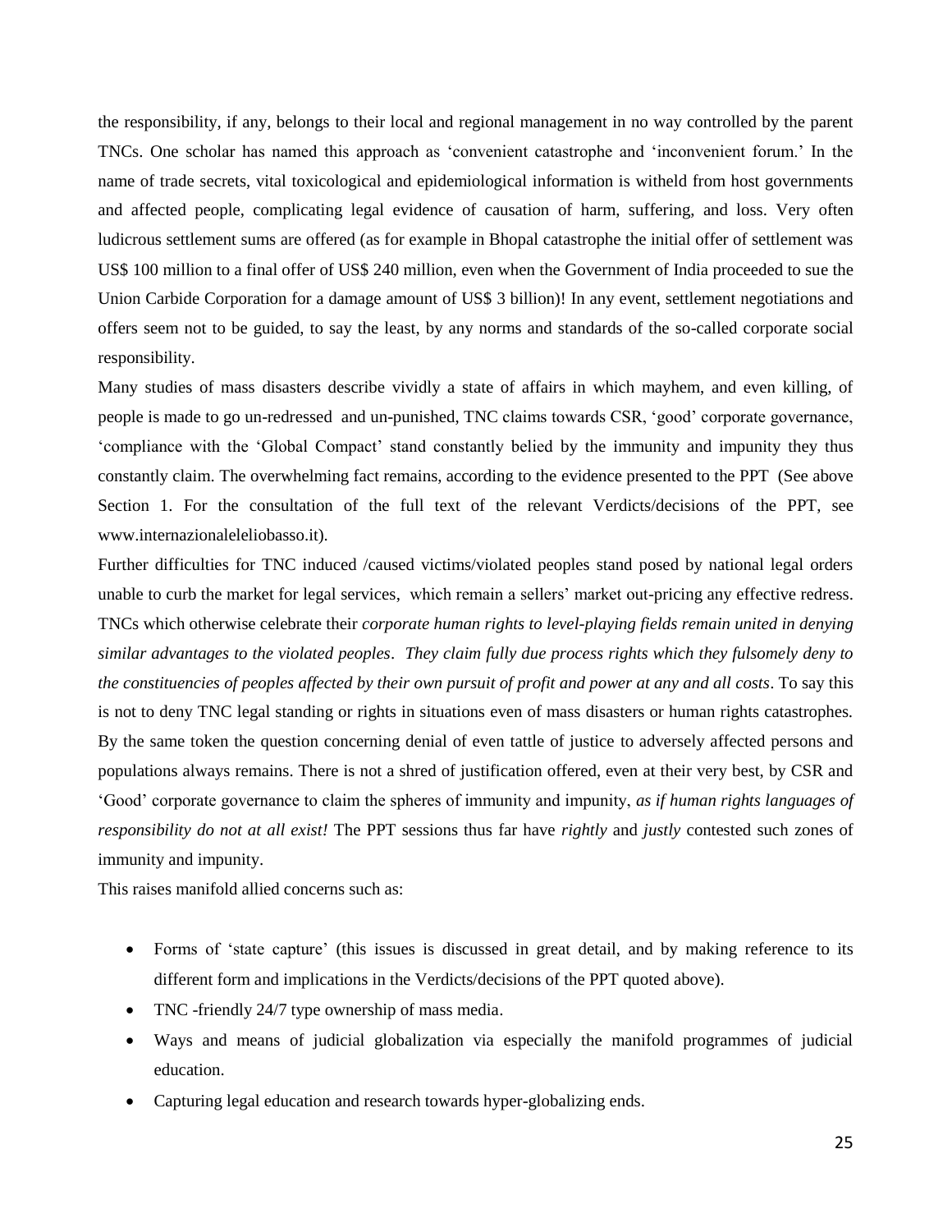the responsibility, if any, belongs to their local and regional management in no way controlled by the parent TNCs. One scholar has named this approach as 'convenient catastrophe and 'inconvenient forum.' In the name of trade secrets, vital toxicological and epidemiological information is witheld from host governments and affected people, complicating legal evidence of causation of harm, suffering, and loss. Very often ludicrous settlement sums are offered (as for example in Bhopal catastrophe the initial offer of settlement was US$ 100 million to a final offer of US$ 240 million, even when the Government of India proceeded to sue the Union Carbide Corporation for a damage amount of US$ 3 billion)! In any event, settlement negotiations and offers seem not to be guided, to say the least, by any norms and standards of the so-called corporate social responsibility.

Many studies of mass disasters describe vividly a state of affairs in which mayhem, and even killing, of people is made to go un-redressed and un-punished, TNC claims towards CSR, 'good' corporate governance, 'compliance with the 'Global Compact' stand constantly belied by the immunity and impunity they thus constantly claim. The overwhelming fact remains, according to the evidence presented to the PPT (See above Section 1. For the consultation of the full text of the relevant Verdicts/decisions of the PPT, see www.internazionaleleliobasso.it).

Further difficulties for TNC induced /caused victims/violated peoples stand posed by national legal orders unable to curb the market for legal services, which remain a sellers' market out-pricing any effective redress. TNCs which otherwise celebrate their *corporate human rights to level-playing fields remain united in denying similar advantages to the violated peoples*. *They claim fully due process rights which they fulsomely deny to the constituencies of peoples affected by their own pursuit of profit and power at any and all costs*. To say this is not to deny TNC legal standing or rights in situations even of mass disasters or human rights catastrophes. By the same token the question concerning denial of even tattle of justice to adversely affected persons and populations always remains. There is not a shred of justification offered, even at their very best, by CSR and 'Good' corporate governance to claim the spheres of immunity and impunity, *as if human rights languages of responsibility do not at all exist!* The PPT sessions thus far have *rightly* and *justly* contested such zones of immunity and impunity.

This raises manifold allied concerns such as:

- Forms of 'state capture' (this issues is discussed in great detail, and by making reference to its different form and implications in the Verdicts/decisions of the PPT quoted above).
- TNC -friendly 24/7 type ownership of mass media.
- Ways and means of judicial globalization via especially the manifold programmes of judicial education.
- Capturing legal education and research towards hyper-globalizing ends.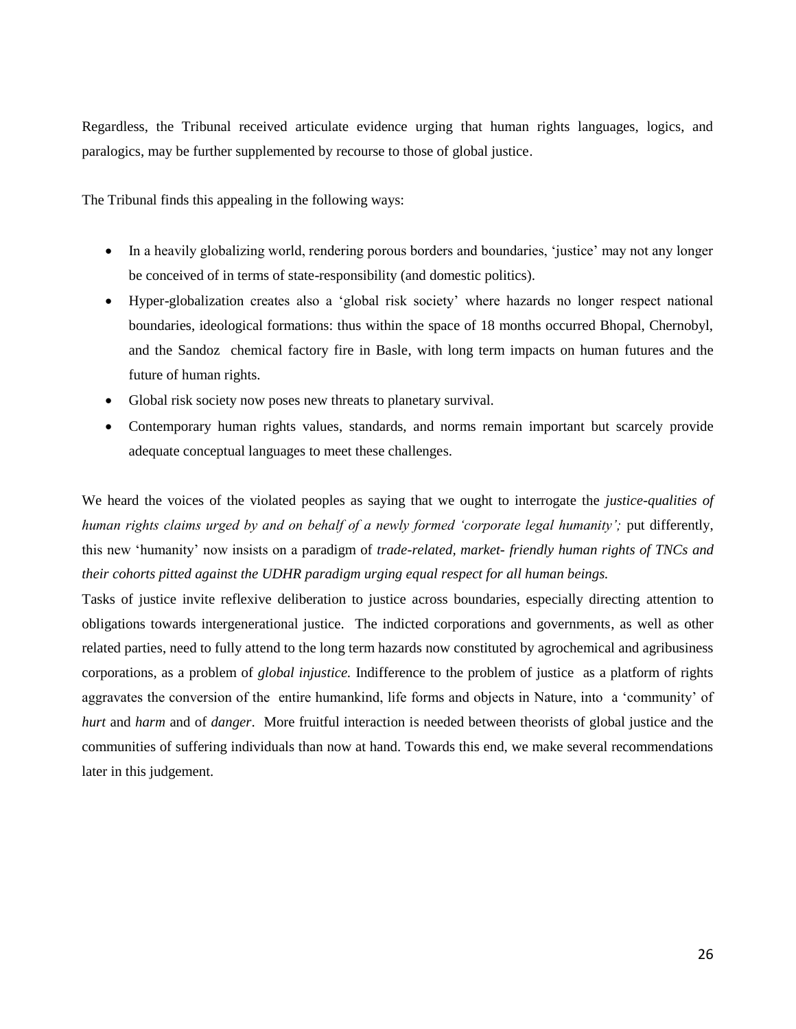Regardless, the Tribunal received articulate evidence urging that human rights languages, logics, and paralogics, may be further supplemented by recourse to those of global justice.

The Tribunal finds this appealing in the following ways:

- In a heavily globalizing world, rendering porous borders and boundaries, 'justice' may not any longer be conceived of in terms of state-responsibility (and domestic politics).
- Hyper-globalization creates also a 'global risk society' where hazards no longer respect national boundaries, ideological formations: thus within the space of 18 months occurred Bhopal, Chernobyl, and the Sandoz chemical factory fire in Basle, with long term impacts on human futures and the future of human rights.
- Global risk society now poses new threats to planetary survival.
- Contemporary human rights values, standards, and norms remain important but scarcely provide adequate conceptual languages to meet these challenges.

We heard the voices of the violated peoples as saying that we ought to interrogate the *justice-qualities of human rights claims urged by and on behalf of a newly formed 'corporate legal humanity';* put differently, this new 'humanity' now insists on a paradigm of *trade-related, market- friendly human rights of TNCs and their cohorts pitted against the UDHR paradigm urging equal respect for all human beings.*

Tasks of justice invite reflexive deliberation to justice across boundaries, especially directing attention to obligations towards intergenerational justice. The indicted corporations and governments, as well as other related parties, need to fully attend to the long term hazards now constituted by agrochemical and agribusiness corporations, as a problem of *global injustice.* Indifference to the problem of justice as a platform of rights aggravates the conversion of the entire humankind, life forms and objects in Nature, into a 'community' of *hurt* and *harm* and of *danger*. More fruitful interaction is needed between theorists of global justice and the communities of suffering individuals than now at hand. Towards this end, we make several recommendations later in this judgement.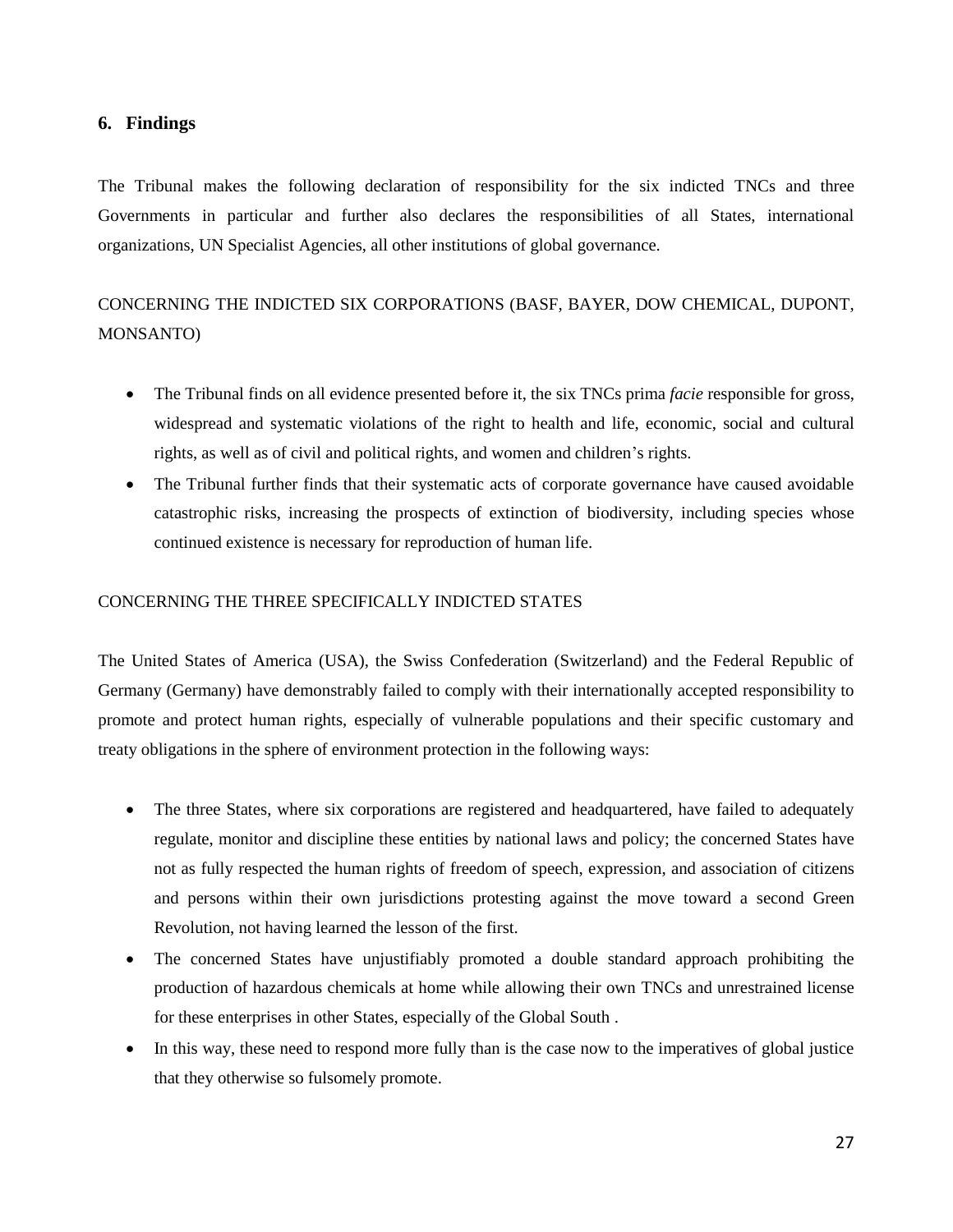## 6. Findings

The Tribunal makes the following declaration of responsibility for the six indicted TNCs and three Governments in particular and further also declares the responsibilities of all States, international organizations, UN Specialist Agencies, all other institutions of global governance.

CONCERNING THE INDICTED SIX CORPORATIONS (BASF, BAYER, DOW CHEMICAL, DUPONT, MONSANTO)

- The Tribunal finds on all evidence presented before it, the six TNCs prima *facie* responsible for gross, widespread and systematic violations of the right to health and life, economic, social and cultural rights, as well as of civil and political rights, and women and children's rights.
- The Tribunal further finds that their systematic acts of corporate governance have caused avoidable catastrophic risks, increasing the prospects of extinction of biodiversity, including species whose continued existence is necessary for reproduction of human life.

CONCERNING THE THREE SPECIFICALLY INDICTED STATES

The United States of America (USA), the Swiss Confederation (Switzerland) and the Federal Republic of Germany (Germany) have demonstrably failed to comply with their internationally accepted responsibility to promote and protect human rights, especially of vulnerable populations and their specific customary and treaty obligations in the sphere of environment protection in the following ways:

- The three States, where six corporations are registered and headquartered, have failed to adequately regulate, monitor and discipline these entities by national laws and policy; the concerned States have not as fully respected the human rights of freedom of speech, expression, and association of citizens and persons within their own jurisdictions protesting against the move toward a second Green Revolution, not having learned the lesson of the first.
- The concerned States have unjustifiably promoted a double standard approach prohibiting the production of hazardous chemicals at home while allowing their own TNCs and unrestrained license for these enterprises in other States, especially of the Global South .
- In this way, these need to respond more fully than is the case now to the imperatives of global justice that they otherwise so fulsomely promote.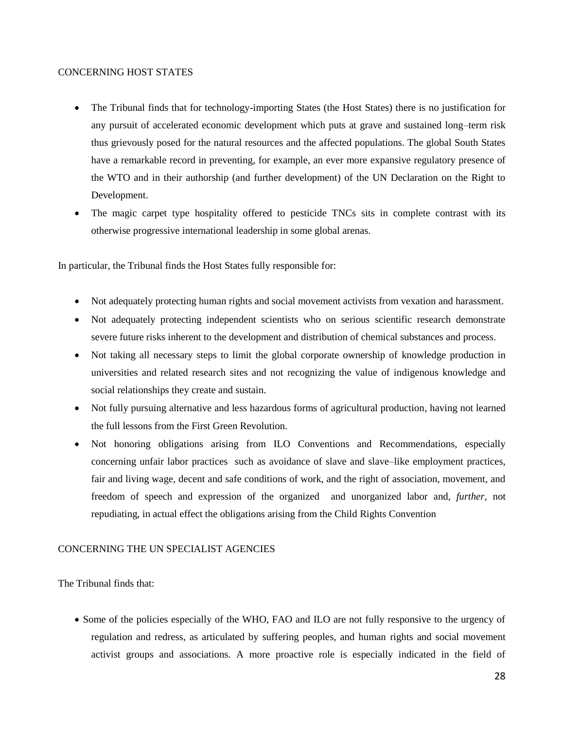CONCERNING HOST STATES

- The Tribunal finds that for technology-importing States (the Host States) there is no justification for any pursuit of accelerated economic development which puts at grave and sustained long–term risk thus grievously posed for the natural resources and the affected populations. The global South States have a remarkable record in preventing, for example, an ever more expansive regulatory presence of the WTO and in their authorship (and further development) of the UN Declaration on the Right to Development.
- The magic carpet type hospitality offered to pesticide TNCs sits in complete contrast with its otherwise progressive international leadership in some global arenas.

In particular, the Tribunal finds the Host States fully responsible for:

- Not adequately protecting human rights and social movement activists from vexation and harassment.
- Not adequately protecting independent scientists who on serious scientific research demonstrate severe future risks inherent to the development and distribution of chemical substances and process.
- Not taking all necessary steps to limit the global corporate ownership of knowledge production in universities and related research sites and not recognizing the value of indigenous knowledge and social relationships they create and sustain.
- Not fully pursuing alternative and less hazardous forms of agricultural production, having not learned the full lessons from the First Green Revolution.
- Not honoring obligations arising from ILO Conventions and Recommendations, especially concerning unfair labor practices such as avoidance of slave and slave–like employment practices, fair and living wage, decent and safe conditions of work, and the right of association, movement, and freedom of speech and expression of the organized and unorganized labor and, *further,* not repudiating, in actual effect the obligations arising from the Child Rights Convention

CONCERNING THE UN SPECIALIST AGENCIES

The Tribunal finds that:

- Some of the policies especially of the WHO, FAO and ILO are not fully responsive to the urgency of regulation and redress, as articulated by suffering peoples, and human rights and social movement activist groups and associations. A more proactive role is especially indicated in the field of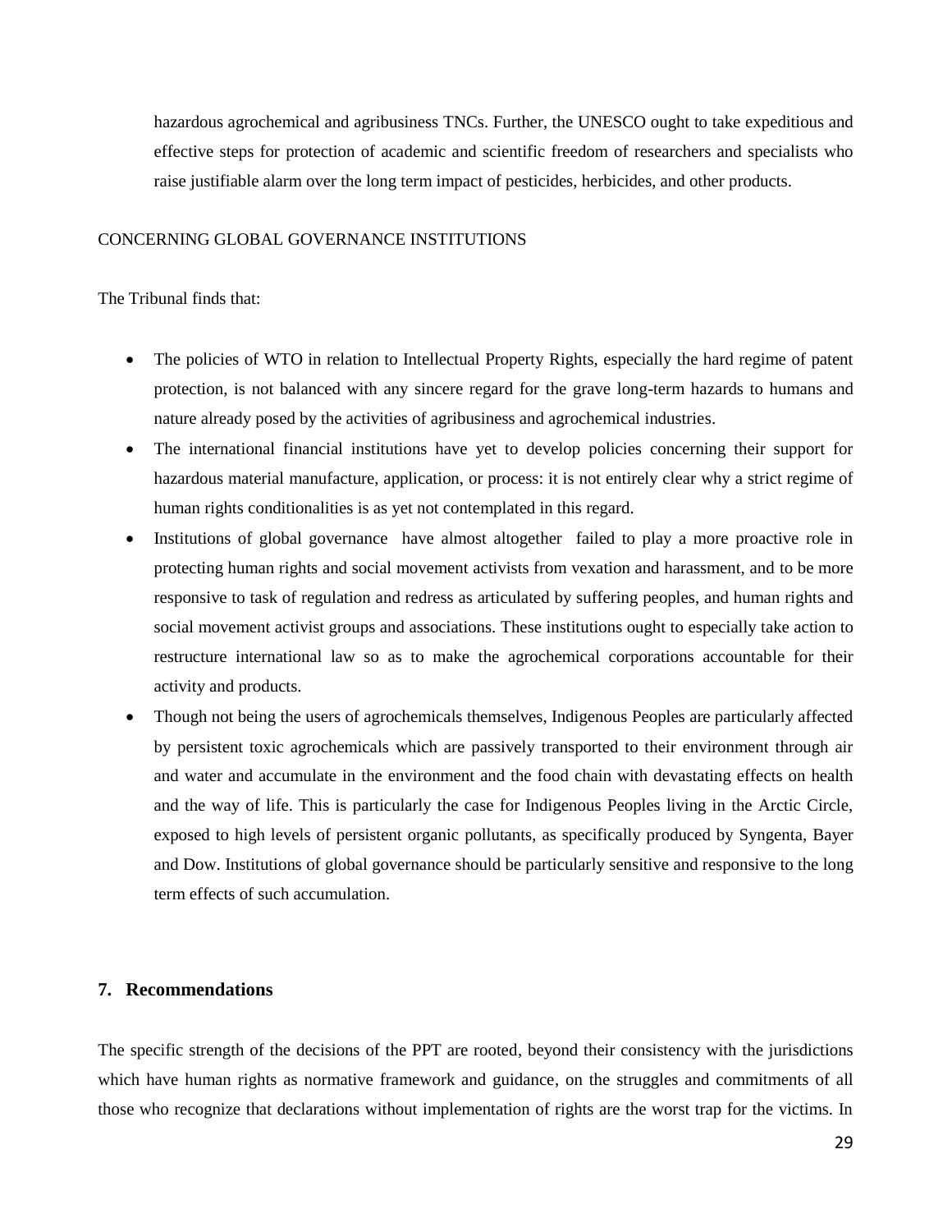hazardous agrochemical and agribusiness TNCs. Further, the UNESCO ought to take expeditious and effective steps for protection of academic and scientific freedom of researchers and specialists who raise justifiable alarm over the long term impact of pesticides, herbicides, and other products.

CONCERNING GLOBAL GOVERNANCE INSTITUTIONS

The Tribunal finds that:

- The policies of WTO in relation to Intellectual Property Rights, especially the hard regime of patent protection, is not balanced with any sincere regard for the grave long-term hazards to humans and nature already posed by the activities of agribusiness and agrochemical industries.
- The international financial institutions have yet to develop policies concerning their support for hazardous material manufacture, application, or process: it is not entirely clear why a strict regime of human rights conditionalities is as yet not contemplated in this regard.
- Institutions of global governance have almost altogether failed to play a more proactive role in protecting human rights and social movement activists from vexation and harassment, and to be more responsive to task of regulation and redress as articulated by suffering peoples, and human rights and social movement activist groups and associations. These institutions ought to especially take action to restructure international law so as to make the agrochemical corporations accountable for their activity and products.
- Though not being the users of agrochemicals themselves, Indigenous Peoples are particularly affected by persistent toxic agrochemicals which are passively transported to their environment through air and water and accumulate in the environment and the food chain with devastating effects on health and the way of life. This is particularly the case for Indigenous Peoples living in the Arctic Circle, exposed to high levels of persistent organic pollutants, as specifically produced by Syngenta, Bayer and Dow. Institutions of global governance should be particularly sensitive and responsive to the long term effects of such accumulation.

## 7. Recommendations

The specific strength of the decisions of the PPT are rooted, beyond their consistency with the jurisdictions which have human rights as normative framework and guidance, on the struggles and commitments of all those who recognize that declarations without implementation of rights are the worst trap for the victims. In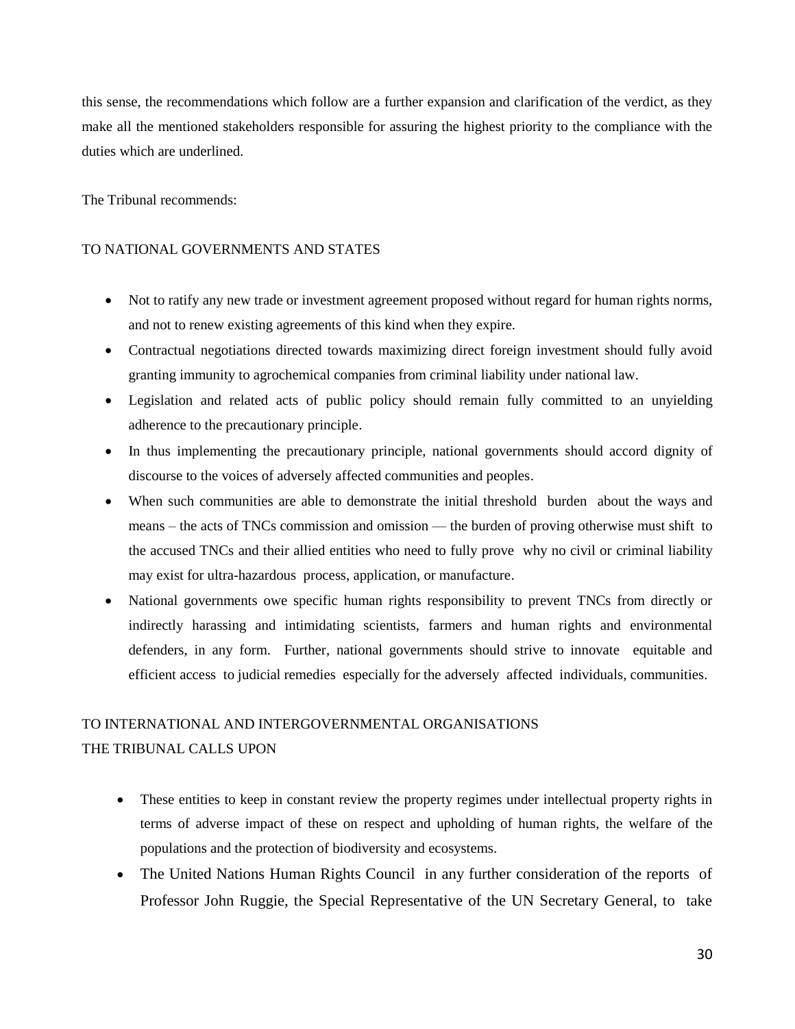this sense, the recommendations which follow are a further expansion and clarification of the verdict, as they make all the mentioned stakeholders responsible for assuring the highest priority to the compliance with the duties which are underlined.

The Tribunal recommends:

TO NATIONAL GOVERNMENTS AND STATES

- Not to ratify any new trade or investment agreement proposed without regard for human rights norms, and not to renew existing agreements of this kind when they expire.
- Contractual negotiations directed towards maximizing direct foreign investment should fully avoid granting immunity to agrochemical companies from criminal liability under national law.
- Legislation and related acts of public policy should remain fully committed to an unyielding adherence to the precautionary principle.
- In thus implementing the precautionary principle, national governments should accord dignity of discourse to the voices of adversely affected communities and peoples.
- When such communities are able to demonstrate the initial threshold burden about the ways and means – the acts of TNCs commission and omission — the burden of proving otherwise must shift to the accused TNCs and their allied entities who need to fully prove why no civil or criminal liability may exist for ultra-hazardous process, application, or manufacture.
- National governments owe specific human rights responsibility to prevent TNCs from directly or indirectly harassing and intimidating scientists, farmers and human rights and environmental defenders, in any form. Further, national governments should strive to innovate equitable and efficient access to judicial remedies especially for the adversely affected individuals, communities.

TO INTERNATIONAL AND INTERGOVERNMENTAL ORGANISATIONS
THE TRIBUNAL CALLS UPON

- These entities to keep in constant review the property regimes under intellectual property rights in terms of adverse impact of these on respect and upholding of human rights, the welfare of the populations and the protection of biodiversity and ecosystems.
- The United Nations Human Rights Council in any further consideration of the reports of Professor John Ruggie, the Special Representative of the UN Secretary General, to take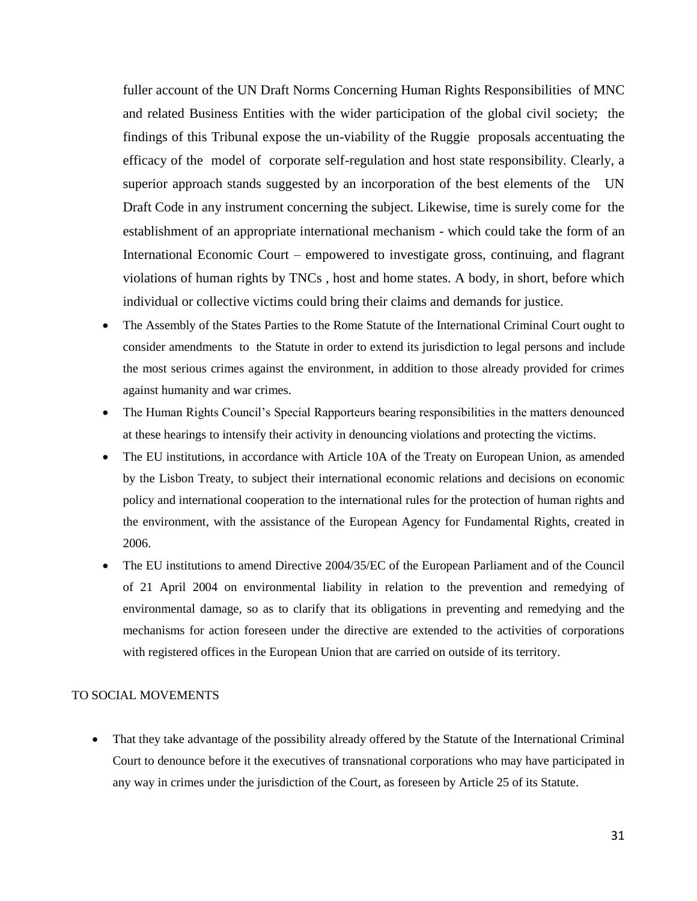fuller account of the UN Draft Norms Concerning Human Rights Responsibilities of MNC and related Business Entities with the wider participation of the global civil society; the findings of this Tribunal expose the un-viability of the Ruggie proposals accentuating the efficacy of the model of corporate self-regulation and host state responsibility. Clearly, a superior approach stands suggested by an incorporation of the best elements of the UN Draft Code in any instrument concerning the subject. Likewise, time is surely come for the establishment of an appropriate international mechanism - which could take the form of an International Economic Court – empowered to investigate gross, continuing, and flagrant violations of human rights by TNCs , host and home states. A body, in short, before which individual or collective victims could bring their claims and demands for justice.

- The Assembly of the States Parties to the Rome Statute of the International Criminal Court ought to consider amendments to the Statute in order to extend its jurisdiction to legal persons and include the most serious crimes against the environment, in addition to those already provided for crimes against humanity and war crimes.
- The Human Rights Council's Special Rapporteurs bearing responsibilities in the matters denounced at these hearings to intensify their activity in denouncing violations and protecting the victims.
- The EU institutions, in accordance with Article 10A of the Treaty on European Union, as amended by the Lisbon Treaty, to subject their international economic relations and decisions on economic policy and international cooperation to the international rules for the protection of human rights and the environment, with the assistance of the European Agency for Fundamental Rights, created in 2006.
- The EU institutions to amend Directive 2004/35/EC of the European Parliament and of the Council of 21 April 2004 on environmental liability in relation to the prevention and remedying of environmental damage, so as to clarify that its obligations in preventing and remedying and the mechanisms for action foreseen under the directive are extended to the activities of corporations with registered offices in the European Union that are carried on outside of its territory.

TO SOCIAL MOVEMENTS

- That they take advantage of the possibility already offered by the Statute of the International Criminal Court to denounce before it the executives of transnational corporations who may have participated in any way in crimes under the jurisdiction of the Court, as foreseen by Article 25 of its Statute.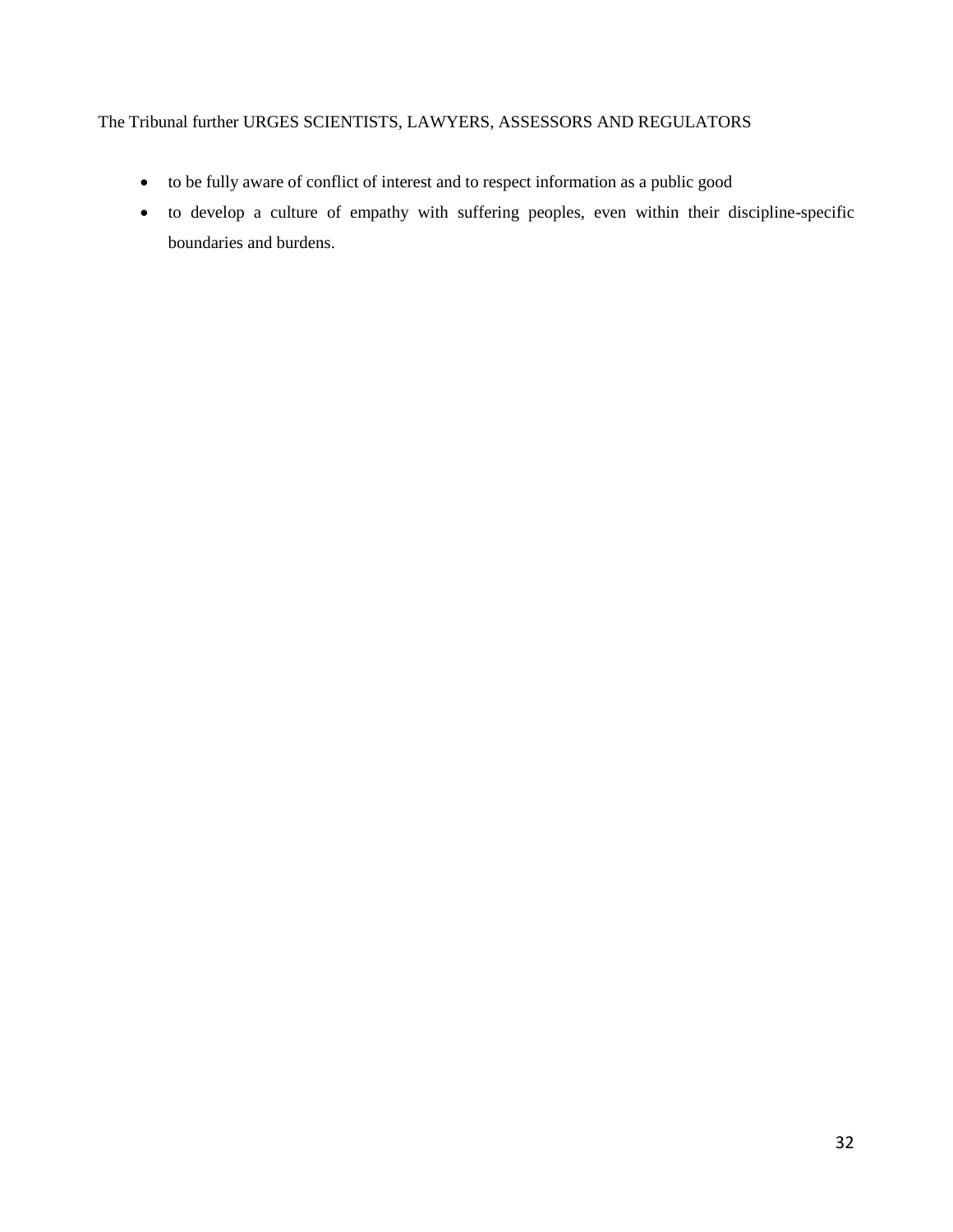The Tribunal further URGES SCIENTISTS, LAWYERS, ASSESSORS AND REGULATORS

- to be fully aware of conflict of interest and to respect information as a public good
- to develop a culture of empathy with suffering peoples, even within their discipline-specific boundaries and burdens.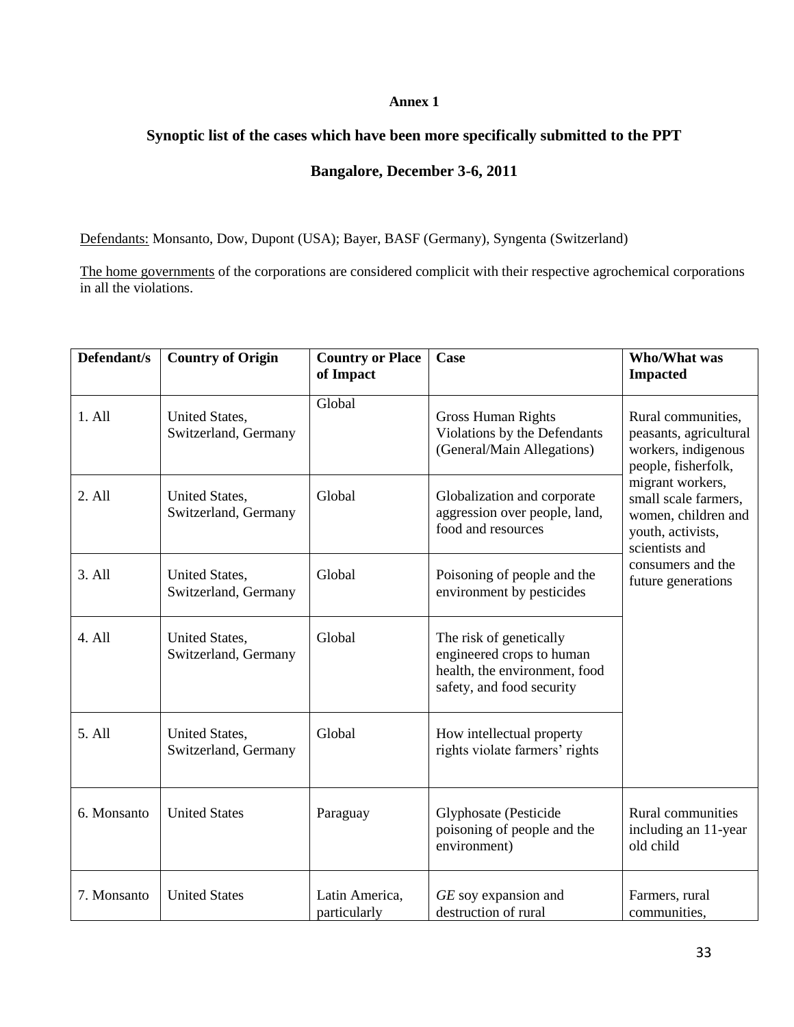**Annex 1**

**Synoptic list of the cases which have been more specifically submitted to the PPT**

**Bangalore, December 3-6, 2011**

Defendants: Monsanto, Dow, Dupont (USA); Bayer, BASF (Germany), Syngenta (Switzerland)

The home governments of the corporations are considered complicit with their respective agrochemical corporations in all the violations.

| Defendant/s | Country of Origin | Country or Place of Impact | Case | Who/What was Impacted |
|---|---|---|---|---|
| 1. All | United States, Switzerland, Germany | Global | Gross Human Rights Violations by the Defendants (General/Main Allegations) | Rural communities, peasants, agricultural workers, indigenous people, fisherfolk, migrant workers, small scale farmers, women, children and youth, activists, scientists and consumers and the future generations |
| 2. All | United States, Switzerland, Germany | Global | Globalization and corporate aggression over people, land, food and resources | |
| 3. All | United States, Switzerland, Germany | Global | Poisoning of people and the environment by pesticides | |
| 4. All | United States, Switzerland, Germany | Global | The risk of genetically engineered crops to human health, the environment, food safety, and food security | |
| 5. All | United States, Switzerland, Germany | Global | How intellectual property rights violate farmers' rights | |
| 6. Monsanto | United States | Paraguay | Glyphosate (Pesticide poisoning of people and the environment) | Rural communities including an 11-year old child |
| 7. Monsanto | United States | Latin America, particularly | *GE* soy expansion and destruction of rural | Farmers, rural communities, |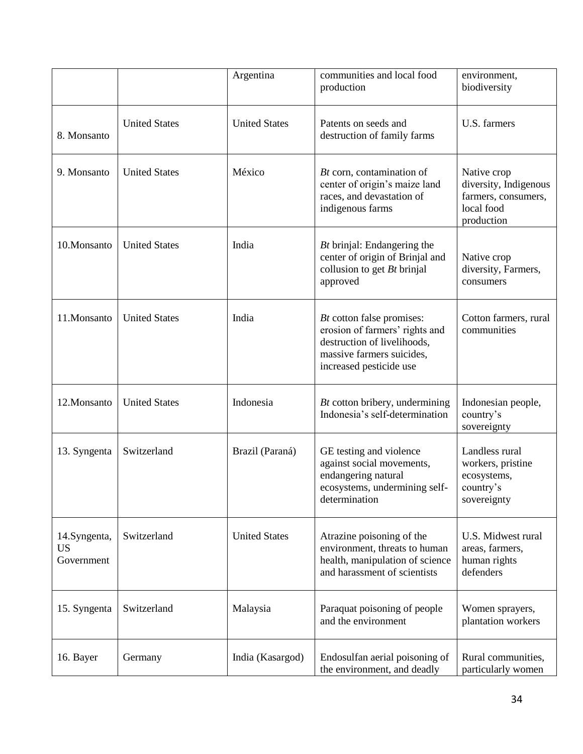| | | Argentina | communities and local food production | environment, biodiversity |
|---|---|---|---|---|
| 8. Monsanto | United States | United States | Patents on seeds and destruction of family farms | U.S. farmers |
| 9. Monsanto | United States | México | *Bt* corn, contamination of center of origin's maize land races, and devastation of indigenous farms | Native crop diversity, Indigenous farmers, consumers, local food production |
| 10.Monsanto | United States | India | *Bt* brinjal: Endangering the center of origin of Brinjal and collusion to get *Bt* brinjal approved | Native crop diversity, Farmers, consumers |
| 11.Monsanto | United States | India | *Bt* cotton false promises: erosion of farmers' rights and destruction of livelihoods, massive farmers suicides, increased pesticide use | Cotton farmers, rural communities |
| 12.Monsanto | United States | Indonesia | *Bt* cotton bribery, undermining Indonesia's self-determination | Indonesian people, country's sovereignty |
| 13. Syngenta | Switzerland | Brazil (Paraná) | GE testing and violence against social movements, endangering natural ecosystems, undermining self-determination | Landless rural workers, pristine ecosystems, country's sovereignty |
| 14.Syngenta, US Government | Switzerland | United States | Atrazine poisoning of the environment, threats to human health, manipulation of science and harassment of scientists | U.S. Midwest rural areas, farmers, human rights defenders |
| 15. Syngenta | Switzerland | Malaysia | Paraquat poisoning of people and the environment | Women sprayers, plantation workers |
| 16. Bayer | Germany | India (Kasargod) | Endosulfan aerial poisoning of the environment, and deadly | Rural communities, particularly women |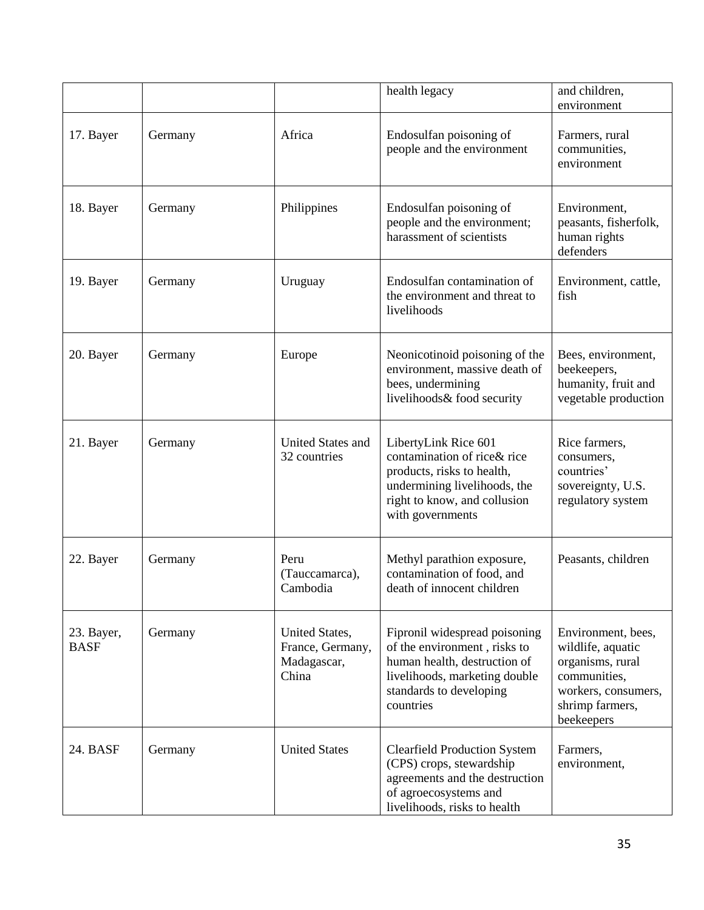| | | | health legacy | and children, environment |
|---|---|---|---|---|
| 17. Bayer | Germany | Africa | Endosulfan poisoning of people and the environment | Farmers, rural communities, environment |
| 18. Bayer | Germany | Philippines | Endosulfan poisoning of people and the environment; harassment of scientists | Environment, peasants, fisherfolk, human rights defenders |
| 19. Bayer | Germany | Uruguay | Endosulfan contamination of the environment and threat to livelihoods | Environment, cattle, fish |
| 20. Bayer | Germany | Europe | Neonicotinoid poisoning of the environment, massive death of bees, undermining livelihoods& food security | Bees, environment, beekeepers, humanity, fruit and vegetable production |
| 21. Bayer | Germany | United States and 32 countries | LibertyLink Rice 601 contamination of rice& rice products, risks to health, undermining livelihoods, the right to know, and collusion with governments | Rice farmers, consumers, countries' sovereignty, U.S. regulatory system |
| 22. Bayer | Germany | Peru (Tauccamarca), Cambodia | Methyl parathion exposure, contamination of food, and death of innocent children | Peasants, children |
| 23. Bayer, BASF | Germany | United States, France, Germany, Madagascar, China | Fipronil widespread poisoning of the environment , risks to human health, destruction of livelihoods, marketing double standards to developing countries | Environment, bees, wildlife, aquatic organisms, rural communities, workers, consumers, shrimp farmers, beekeepers |
| 24. BASF | Germany | United States | Clearfield Production System (CPS) crops, stewardship agreements and the destruction of agroecosystems and livelihoods, risks to health | Farmers, environment, |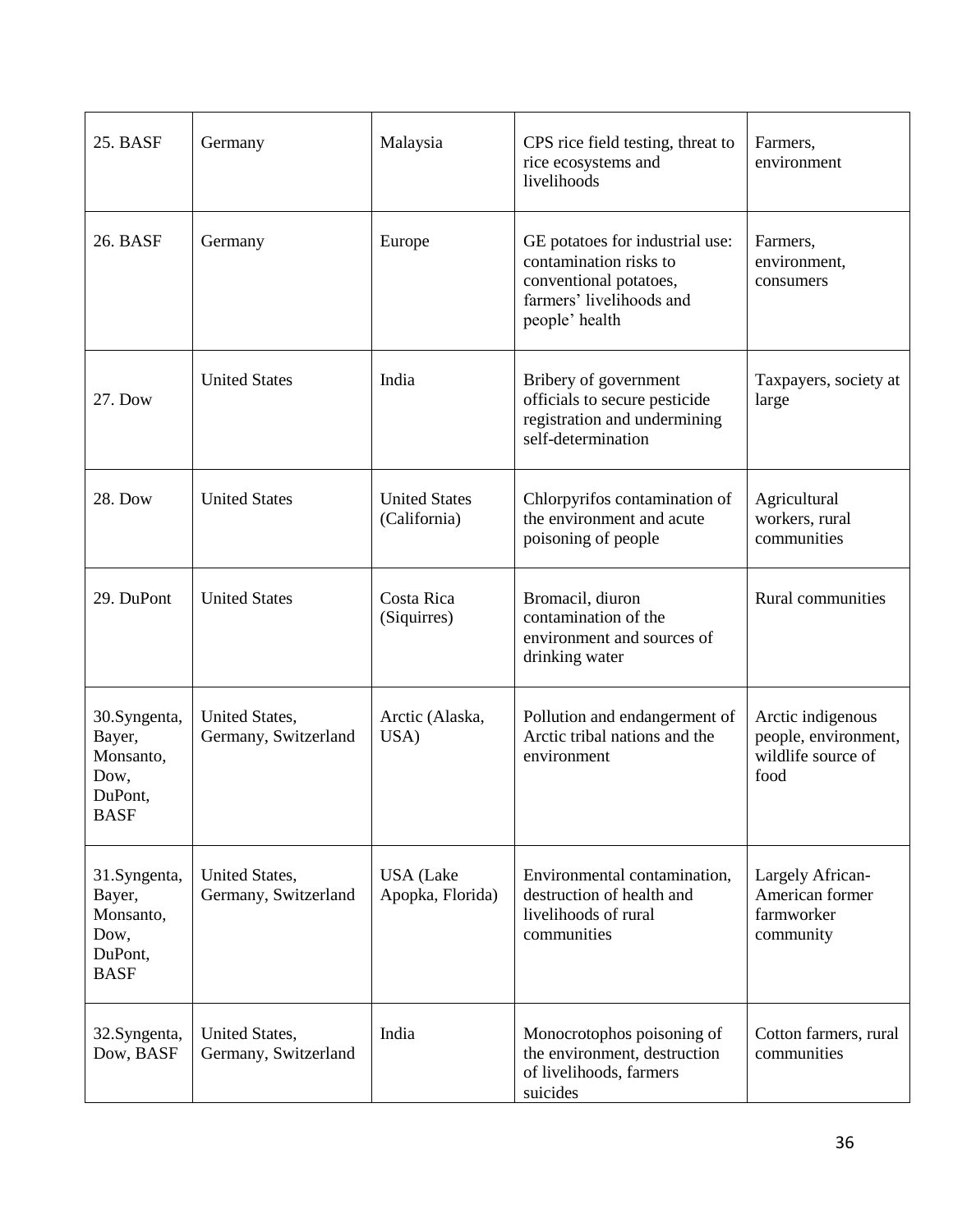| 25. BASF | Germany | Malaysia | CPS rice field testing, threat to rice ecosystems and livelihoods | Farmers, environment |
|---|---|---|---|---|
| 26. BASF | Germany | Europe | GE potatoes for industrial use: contamination risks to conventional potatoes, farmers' livelihoods and people' health | Farmers, environment, consumers |
| 27. Dow | United States | India | Bribery of government officials to secure pesticide registration and undermining self-determination | Taxpayers, society at large |
| 28. Dow | United States | United States (California) | Chlorpyrifos contamination of the environment and acute poisoning of people | Agricultural workers, rural communities |
| 29. DuPont | United States | Costa Rica (Siquirres) | Bromacil, diuron contamination of the environment and sources of drinking water | Rural communities |
| 30.Syngenta, Bayer, Monsanto, Dow, DuPont, BASF | United States, Germany, Switzerland | Arctic (Alaska, USA) | Pollution and endangerment of Arctic tribal nations and the environment | Arctic indigenous people, environment, wildlife source of food |
| 31.Syngenta, Bayer, Monsanto, Dow, DuPont, BASF | United States, Germany, Switzerland | USA (Lake Apopka, Florida) | Environmental contamination, destruction of health and livelihoods of rural communities | Largely African-American former farmworker community |
| 32.Syngenta, Dow, BASF | United States, Germany, Switzerland | India | Monocrotophos poisoning of the environment, destruction of livelihoods, farmers suicides | Cotton farmers, rural communities |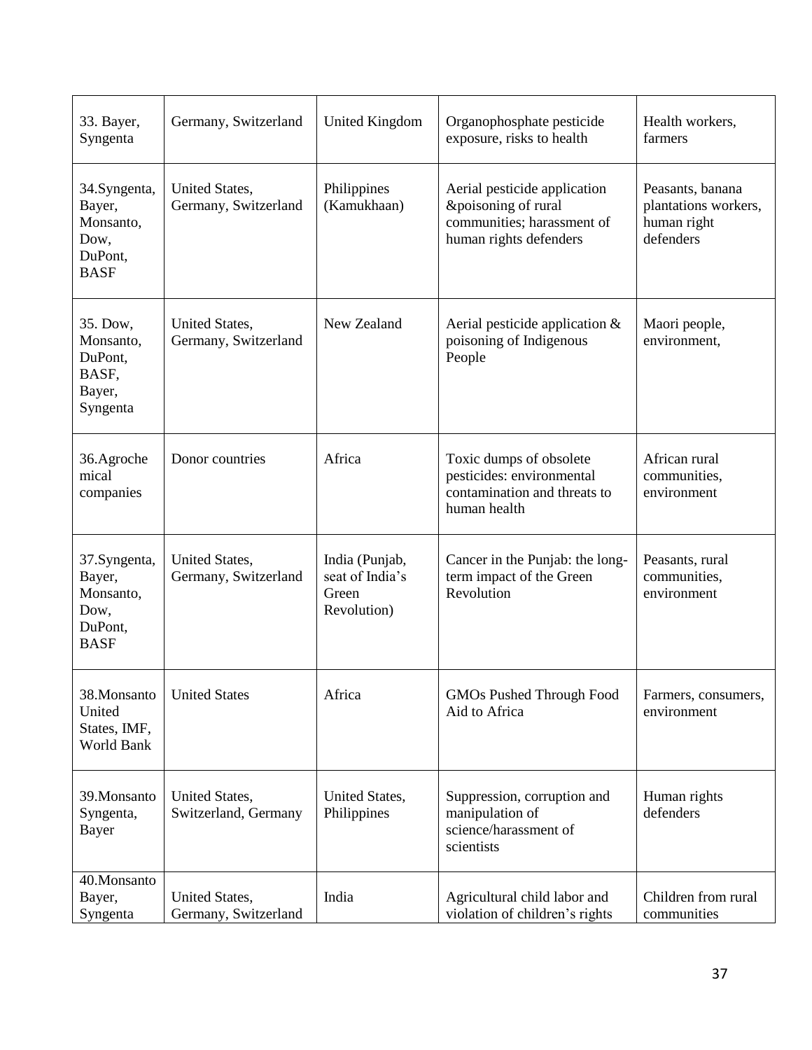| 33. Bayer, Syngenta | Germany, Switzerland | United Kingdom | Organophosphate pesticide exposure, risks to health | Health workers, farmers |
|---|---|---|---|---|
| 34.Syngenta, Bayer, Monsanto, Dow, DuPont, BASF | United States, Germany, Switzerland | Philippines (Kamukhaan) | Aerial pesticide application &poisoning of rural communities; harassment of human rights defenders | Peasants, banana plantations workers, human right defenders |
| 35. Dow, Monsanto, DuPont, BASF, Bayer, Syngenta | United States, Germany, Switzerland | New Zealand | Aerial pesticide application & poisoning of Indigenous People | Maori people, environment, |
| 36.Agrochemical companies | Donor countries | Africa | Toxic dumps of obsolete pesticides: environmental contamination and threats to human health | African rural communities, environment |
| 37.Syngenta, Bayer, Monsanto, Dow, DuPont, BASF | United States, Germany, Switzerland | India (Punjab, seat of India's Green Revolution) | Cancer in the Punjab: the long-term impact of the Green Revolution | Peasants, rural communities, environment |
| 38.Monsanto United States, IMF, World Bank | United States | Africa | GMOs Pushed Through Food Aid to Africa | Farmers, consumers, environment |
| 39.Monsanto Syngenta, Bayer | United States, Switzerland, Germany | United States, Philippines | Suppression, corruption and manipulation of science/harassment of scientists | Human rights defenders |
| 40.Monsanto Bayer, Syngenta | United States, Germany, Switzerland | India | Agricultural child labor and violation of children's rights | Children from rural communities |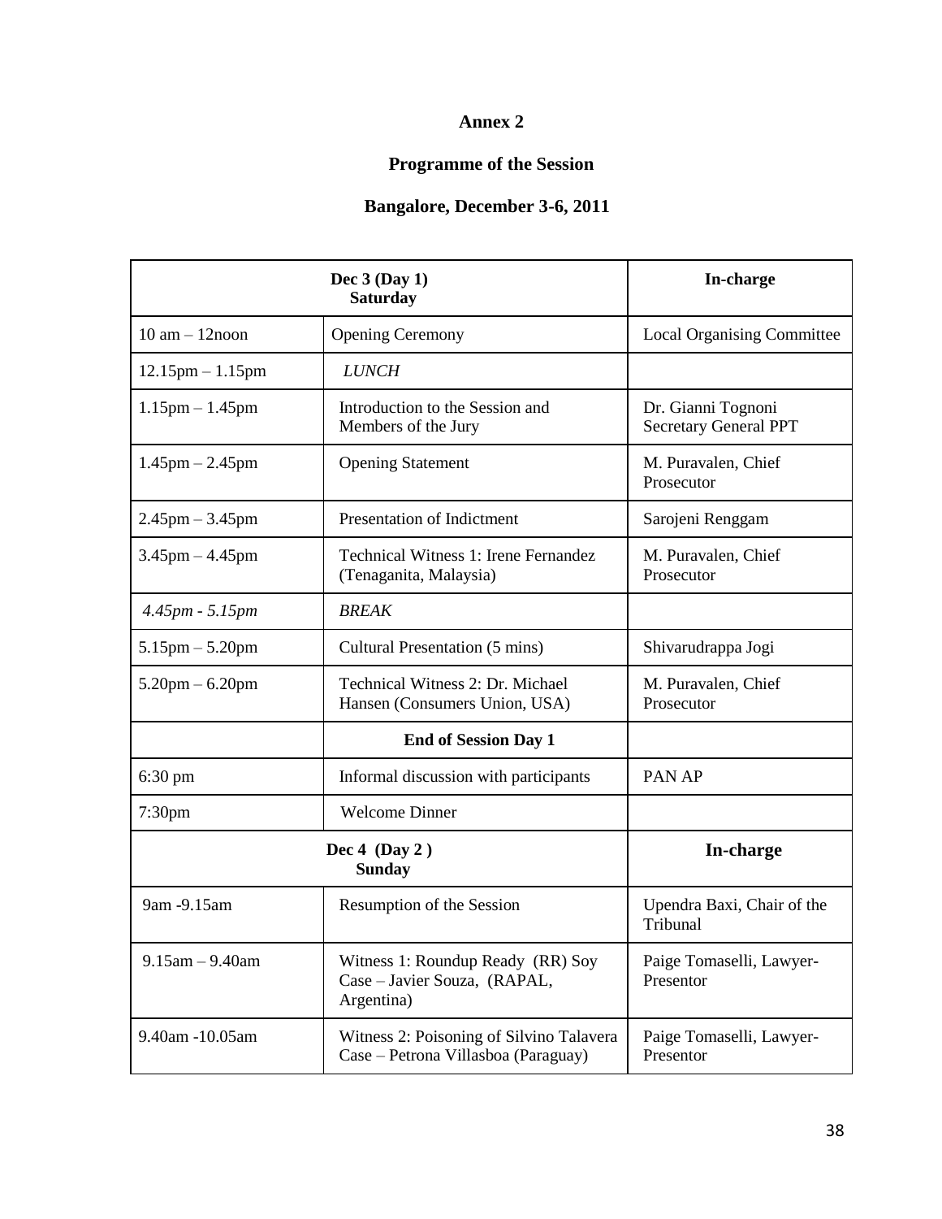# Annex 2

## Programme of the Session

## Bangalore, December 3-6, 2011

| **Dec 3 (Day 1) Saturday** | | **In-charge** |
|---|---|---|
| 10 am – 12noon | Opening Ceremony | Local Organising Committee |
| 12.15pm – 1.15pm | *LUNCH* | |
| 1.15pm – 1.45pm | Introduction to the Session and Members of the Jury | Dr. Gianni Tognoni Secretary General PPT |
| 1.45pm – 2.45pm | Opening Statement | M. Puravalen, Chief Prosecutor |
| 2.45pm – 3.45pm | Presentation of Indictment | Sarojeni Renggam |
| 3.45pm – 4.45pm | Technical Witness 1: Irene Fernandez (Tenaganita, Malaysia) | M. Puravalen, Chief Prosecutor |
| *4.45pm - 5.15pm* | *BREAK* | |
| 5.15pm – 5.20pm | Cultural Presentation (5 mins) | Shivarudrappa Jogi |
| 5.20pm – 6.20pm | Technical Witness 2: Dr. Michael Hansen (Consumers Union, USA) | M. Puravalen, Chief Prosecutor |
| | **End of Session Day 1** | |
| 6:30 pm | Informal discussion with participants | PAN AP |
| 7:30pm | Welcome Dinner | |
| **Dec 4 (Day 2 ) Sunday** | | **In-charge** |
| 9am -9.15am | Resumption of the Session | Upendra Baxi, Chair of the Tribunal |
| 9.15am – 9.40am | Witness 1: Roundup Ready (RR) Soy Case – Javier Souza, (RAPAL, Argentina) | Paige Tomaselli, Lawyer-Presentor |
| 9.40am -10.05am | Witness 2: Poisoning of Silvino Talavera Case – Petrona Villasboa (Paraguay) | Paige Tomaselli, Lawyer-Presentor |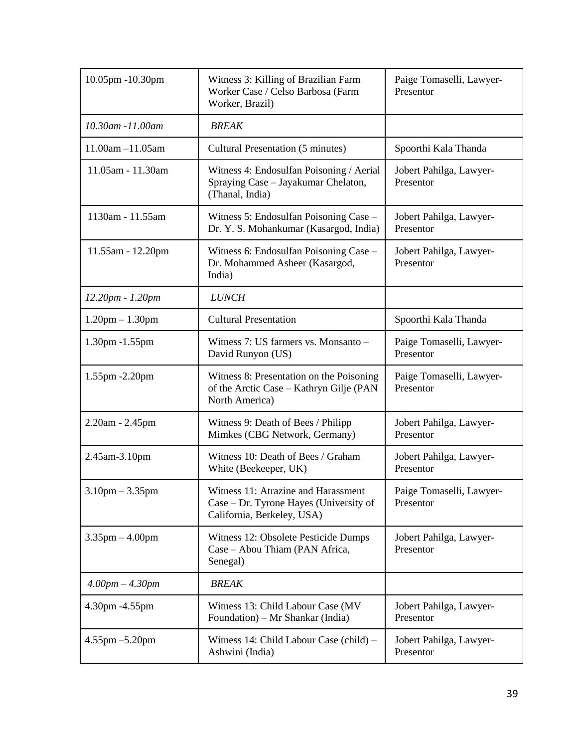| 10.05pm -10.30pm | Witness 3: Killing of Brazilian Farm Worker Case / Celso Barbosa (Farm Worker, Brazil) | Paige Tomaselli, Lawyer-Presentor |
|---|---|---|
| *10.30am -11.00am* | *BREAK* | |
| 11.00am –11.05am | Cultural Presentation (5 minutes) | Spoorthi Kala Thanda |
| 11.05am - 11.30am | Witness 4: Endosulfan Poisoning / Aerial Spraying Case – Jayakumar Chelaton, (Thanal, India) | Jobert Pahilga, Lawyer-Presentor |
| 1130am - 11.55am | Witness 5: Endosulfan Poisoning Case – Dr. Y. S. Mohankumar (Kasargod, India) | Jobert Pahilga, Lawyer-Presentor |
| 11.55am - 12.20pm | Witness 6: Endosulfan Poisoning Case – Dr. Mohammed Asheer (Kasargod, India) | Jobert Pahilga, Lawyer-Presentor |
| *12.20pm - 1.20pm* | *LUNCH* | |
| 1.20pm – 1.30pm | Cultural Presentation | Spoorthi Kala Thanda |
| 1.30pm -1.55pm | Witness 7: US farmers vs. Monsanto – David Runyon (US) | Paige Tomaselli, Lawyer-Presentor |
| 1.55pm -2.20pm | Witness 8: Presentation on the Poisoning of the Arctic Case – Kathryn Gilje (PAN North America) | Paige Tomaselli, Lawyer-Presentor |
| 2.20am - 2.45pm | Witness 9: Death of Bees / Philipp Mimkes (CBG Network, Germany) | Jobert Pahilga, Lawyer-Presentor |
| 2.45am-3.10pm | Witness 10: Death of Bees / Graham White (Beekeeper, UK) | Jobert Pahilga, Lawyer-Presentor |
| 3.10pm – 3.35pm | Witness 11: Atrazine and Harassment Case – Dr. Tyrone Hayes (University of California, Berkeley, USA) | Paige Tomaselli, Lawyer-Presentor |
| 3.35pm – 4.00pm | Witness 12: Obsolete Pesticide Dumps Case – Abou Thiam (PAN Africa, Senegal) | Jobert Pahilga, Lawyer-Presentor |
| *4.00pm – 4.30pm* | *BREAK* | |
| 4.30pm -4.55pm | Witness 13: Child Labour Case (MV Foundation) – Mr Shankar (India) | Jobert Pahilga, Lawyer-Presentor |
| 4.55pm –5.20pm | Witness 14: Child Labour Case (child) – Ashwini (India) | Jobert Pahilga, Lawyer-Presentor |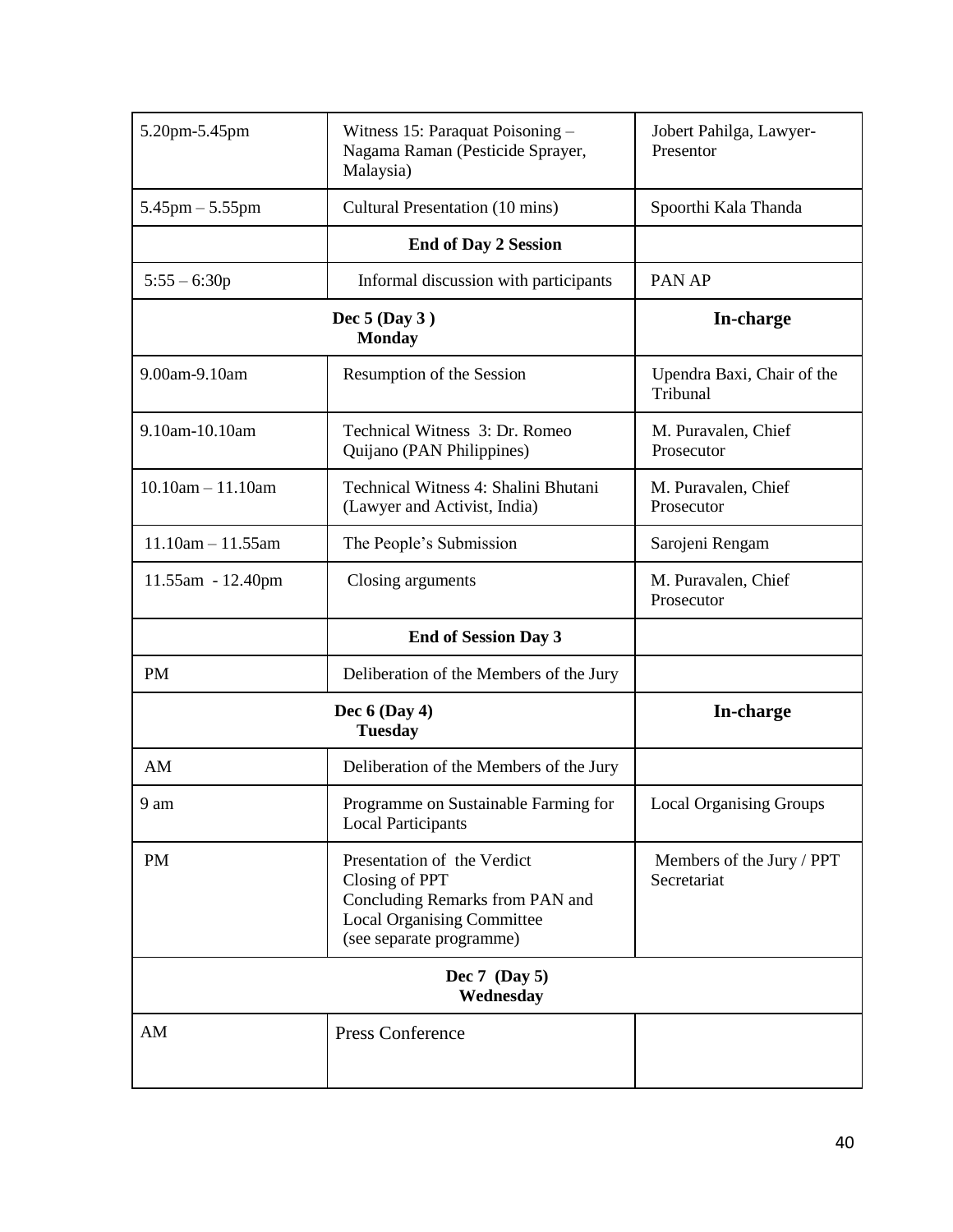| | | |
|---|---|---|
| 5.20pm-5.45pm | Witness 15: Paraquat Poisoning – Nagama Raman (Pesticide Sprayer, Malaysia) | Jobert Pahilga, Lawyer-Presentor |
| 5.45pm – 5.55pm | Cultural Presentation (10 mins) | Spoorthi Kala Thanda |
| | **End of Day 2 Session** | |
| 5:55 – 6:30p | Informal discussion with participants | PAN AP |
| **Dec 5 (Day 3 ) Monday** | | **In-charge** |
| 9.00am-9.10am | Resumption of the Session | Upendra Baxi, Chair of the Tribunal |
| 9.10am-10.10am | Technical Witness 3: Dr. Romeo Quijano (PAN Philippines) | M. Puravalen, Chief Prosecutor |
| 10.10am – 11.10am | Technical Witness 4: Shalini Bhutani (Lawyer and Activist, India) | M. Puravalen, Chief Prosecutor |
| 11.10am – 11.55am | The People's Submission | Sarojeni Rengam |
| 11.55am - 12.40pm | Closing arguments | M. Puravalen, Chief Prosecutor |
| | **End of Session Day 3** | |
| PM | Deliberation of the Members of the Jury | |
| **Dec 6 (Day 4) Tuesday** | | **In-charge** |
| AM | Deliberation of the Members of the Jury | |
| 9 am | Programme on Sustainable Farming for Local Participants | Local Organising Groups |
| PM | Presentation of the Verdict<br>Closing of PPT<br>Concluding Remarks from PAN and Local Organising Committee<br>(see separate programme) | Members of the Jury / PPT Secretariat |
| **Dec 7 (Day 5) Wednesday** | | |
| AM | Press Conference | |